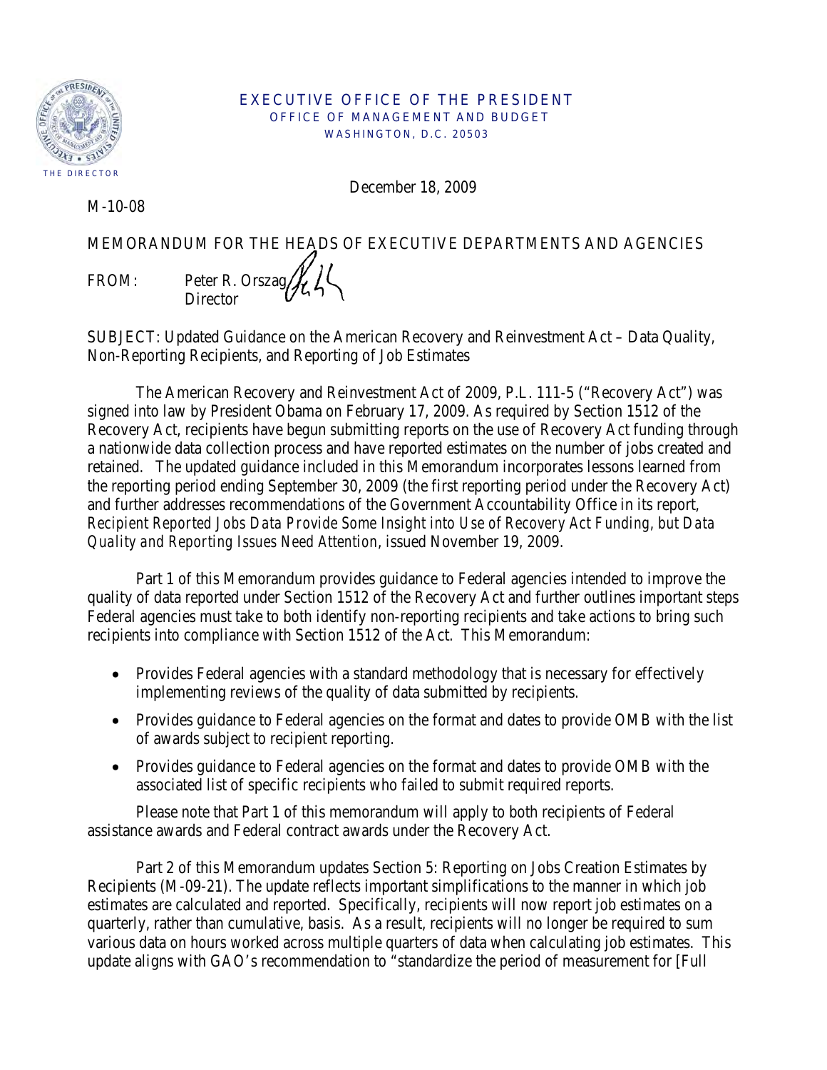EXECUTIVE OFFICE OF THE PRESIDENT
OFFICE OF MANAGEMENT AND BUDGET
WASHINGTON, D.C. 20503

THE DIRECTOR

December 18, 2009

M-10-08

MEMORANDUM FOR THE HEADS OF EXECUTIVE DEPARTMENTS AND AGENCIES

FROM: Peter R. Orszag
Director

SUBJECT: Updated Guidance on the American Recovery and Reinvestment Act – Data Quality, Non-Reporting Recipients, and Reporting of Job Estimates

The American Recovery and Reinvestment Act of 2009, P.L. 111-5 ("Recovery Act") was signed into law by President Obama on February 17, 2009. As required by Section 1512 of the Recovery Act, recipients have begun submitting reports on the use of Recovery Act funding through a nationwide data collection process and have reported estimates on the number of jobs created and retained. The updated guidance included in this Memorandum incorporates lessons learned from the reporting period ending September 30, 2009 (the first reporting period under the Recovery Act) and further addresses recommendations of the Government Accountability Office in its report, *Recipient Reported Jobs Data Provide Some Insight into Use of Recovery Act Funding, but Data Quality and Reporting Issues Need Attention*, issued November 19, 2009.

Part 1 of this Memorandum provides guidance to Federal agencies intended to improve the quality of data reported under Section 1512 of the Recovery Act and further outlines important steps Federal agencies must take to both identify non-reporting recipients and take actions to bring such recipients into compliance with Section 1512 of the Act. This Memorandum:

- Provides Federal agencies with a standard methodology that is necessary for effectively implementing reviews of the quality of data submitted by recipients.
- Provides guidance to Federal agencies on the format and dates to provide OMB with the list of awards subject to recipient reporting.
- Provides guidance to Federal agencies on the format and dates to provide OMB with the associated list of specific recipients who failed to submit required reports.

Please note that Part 1 of this memorandum will apply to both recipients of Federal assistance awards and Federal contract awards under the Recovery Act.

Part 2 of this Memorandum updates Section 5: Reporting on Jobs Creation Estimates by Recipients (M-09-21). The update reflects important simplifications to the manner in which job estimates are calculated and reported. Specifically, recipients will now report job estimates on a quarterly, rather than cumulative, basis. As a result, recipients will no longer be required to sum various data on hours worked across multiple quarters of data when calculating job estimates. This update aligns with GAO's recommendation to "standardize the period of measurement for [Full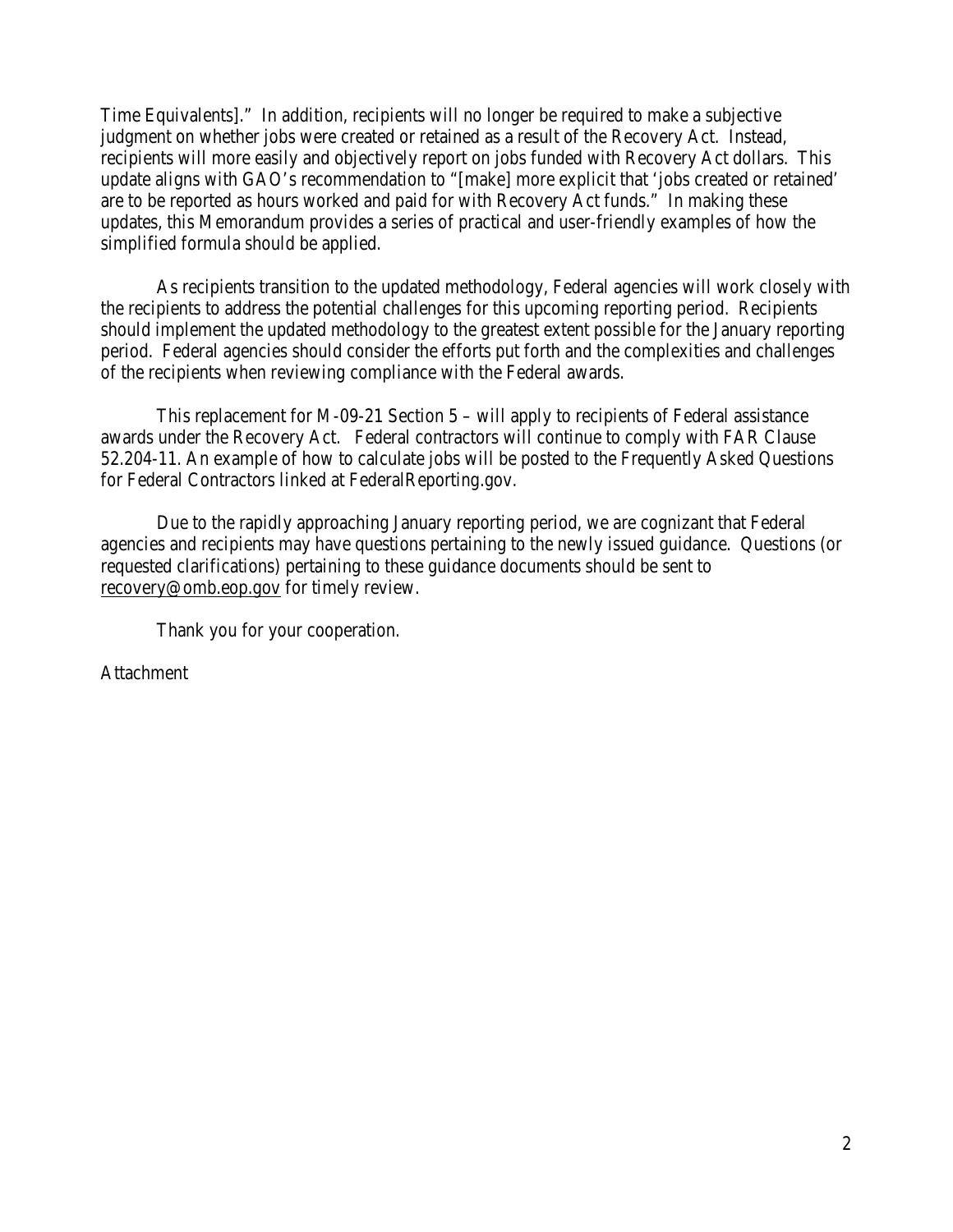Time Equivalents]." In addition, recipients will no longer be required to make a subjective judgment on whether jobs were created or retained as a result of the Recovery Act. Instead, recipients will more easily and objectively report on jobs funded with Recovery Act dollars. This update aligns with GAO's recommendation to "[make] more explicit that 'jobs created or retained' are to be reported as hours worked and paid for with Recovery Act funds." In making these updates, this Memorandum provides a series of practical and user-friendly examples of how the simplified formula should be applied.

As recipients transition to the updated methodology, Federal agencies will work closely with the recipients to address the potential challenges for this upcoming reporting period. Recipients should implement the updated methodology to the greatest extent possible for the January reporting period. Federal agencies should consider the efforts put forth and the complexities and challenges of the recipients when reviewing compliance with the Federal awards.

This replacement for M-09-21 Section 5 – will apply to recipients of Federal assistance awards under the Recovery Act. Federal contractors will continue to comply with FAR Clause 52.204-11. An example of how to calculate jobs will be posted to the Frequently Asked Questions for Federal Contractors linked at FederalReporting.gov.

Due to the rapidly approaching January reporting period, we are cognizant that Federal agencies and recipients may have questions pertaining to the newly issued guidance. Questions (or requested clarifications) pertaining to these guidance documents should be sent to recovery@omb.eop.gov for timely review.

Thank you for your cooperation.

Attachment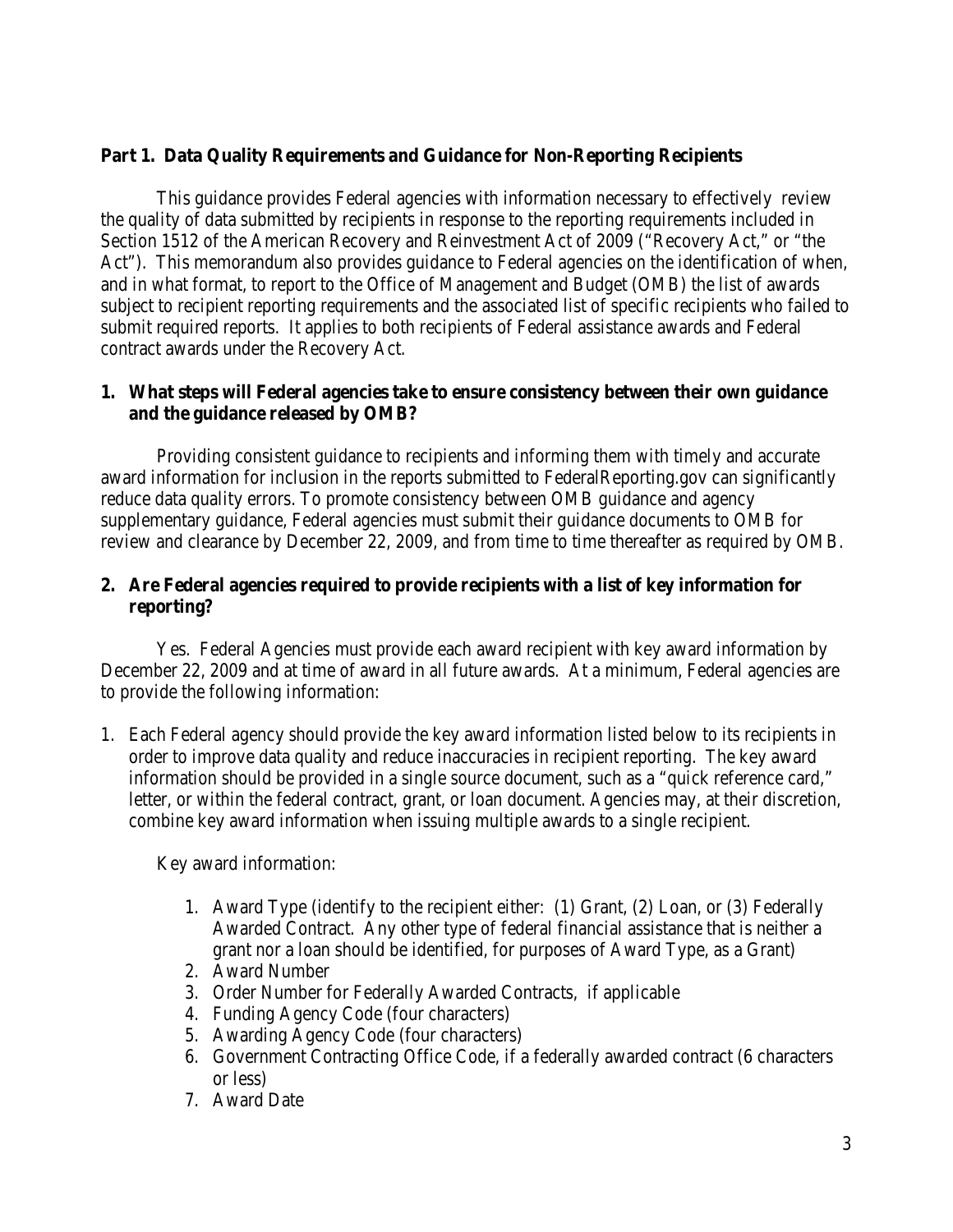## Part 1. Data Quality Requirements and Guidance for Non-Reporting Recipients

This guidance provides Federal agencies with information necessary to effectively review the quality of data submitted by recipients in response to the reporting requirements included in Section 1512 of the American Recovery and Reinvestment Act of 2009 ("Recovery Act," or "the Act"). This memorandum also provides guidance to Federal agencies on the identification of when, and in what format, to report to the Office of Management and Budget (OMB) the list of awards subject to recipient reporting requirements and the associated list of specific recipients who failed to submit required reports. It applies to both recipients of Federal assistance awards and Federal contract awards under the Recovery Act.

### 1. What steps will Federal agencies take to ensure consistency between their own guidance and the guidance released by OMB?

Providing consistent guidance to recipients and informing them with timely and accurate award information for inclusion in the reports submitted to FederalReporting.gov can significantly reduce data quality errors. To promote consistency between OMB guidance and agency supplementary guidance, Federal agencies must submit their guidance documents to OMB for review and clearance by December 22, 2009, and from time to time thereafter as required by OMB.

### 2. Are Federal agencies required to provide recipients with a list of key information for reporting?

Yes. Federal Agencies must provide each award recipient with key award information by December 22, 2009 and at time of award in all future awards. At a minimum, Federal agencies are to provide the following information:

1. Each Federal agency should provide the key award information listed below to its recipients in order to improve data quality and reduce inaccuracies in recipient reporting. The key award information should be provided in a single source document, such as a "quick reference card," letter, or within the federal contract, grant, or loan document. Agencies may, at their discretion, combine key award information when issuing multiple awards to a single recipient.

   Key award information:

   1. Award Type (identify to the recipient either: (1) Grant, (2) Loan, or (3) Federally Awarded Contract. Any other type of federal financial assistance that is neither a grant nor a loan should be identified, for purposes of Award Type, as a Grant)
   2. Award Number
   3. Order Number for Federally Awarded Contracts, if applicable
   4. Funding Agency Code (four characters)
   5. Awarding Agency Code (four characters)
   6. Government Contracting Office Code, if a federally awarded contract (6 characters or less)
   7. Award Date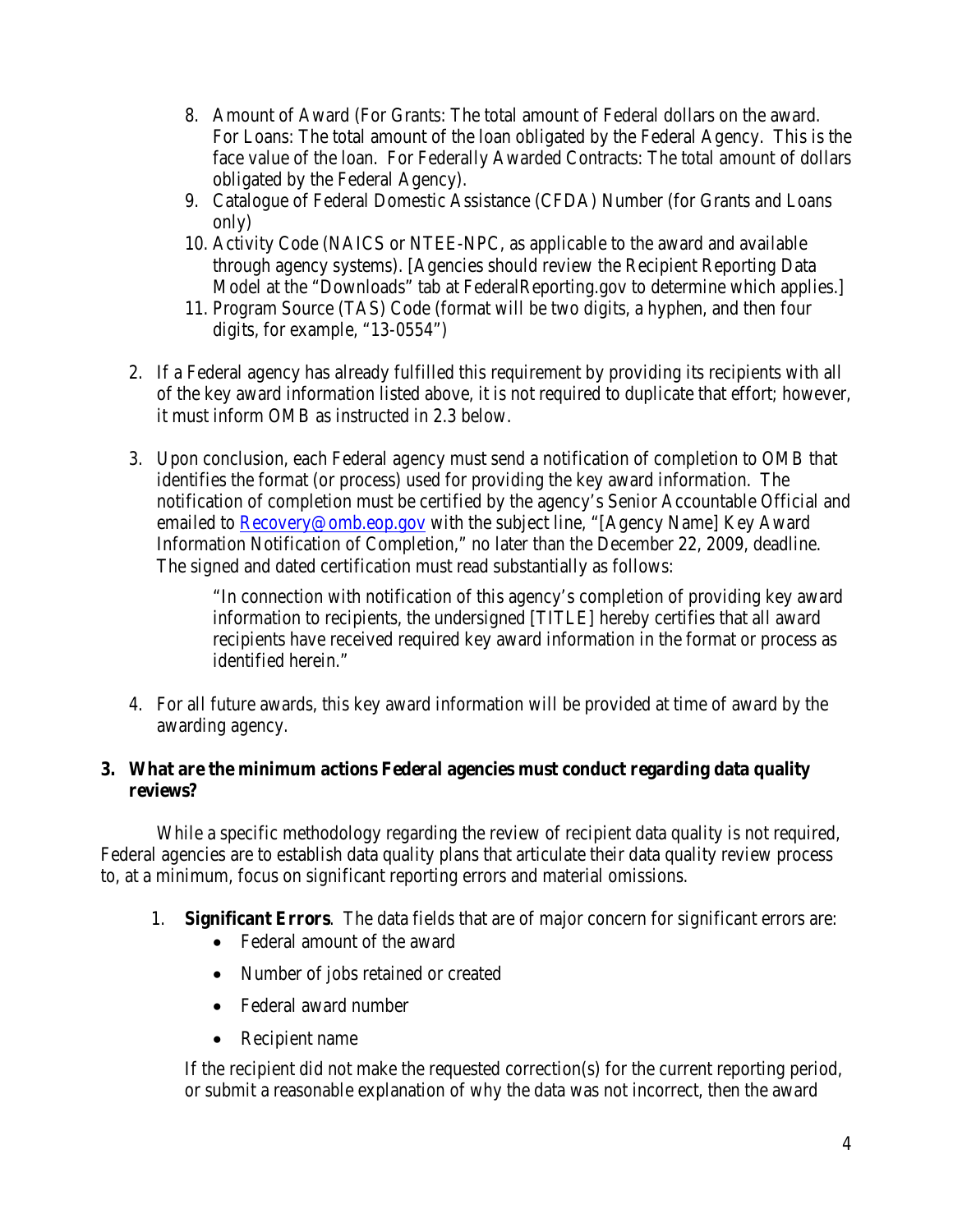8. Amount of Award (For Grants: The total amount of Federal dollars on the award. For Loans: The total amount of the loan obligated by the Federal Agency. This is the face value of the loan. For Federally Awarded Contracts: The total amount of dollars obligated by the Federal Agency).
9. Catalogue of Federal Domestic Assistance (CFDA) Number (for Grants and Loans only)
10. Activity Code (NAICS or NTEE-NPC, as applicable to the award and available through agency systems). [Agencies should review the Recipient Reporting Data Model at the "Downloads" tab at FederalReporting.gov to determine which applies.]
11. Program Source (TAS) Code (format will be two digits, a hyphen, and then four digits, for example, "13-0554")

2. If a Federal agency has already fulfilled this requirement by providing its recipients with all of the key award information listed above, it is not required to duplicate that effort; however, it must inform OMB as instructed in 2.3 below.

3. Upon conclusion, each Federal agency must send a notification of completion to OMB that identifies the format (or process) used for providing the key award information. The notification of completion must be certified by the agency's Senior Accountable Official and emailed to Recovery@omb.eop.gov with the subject line, "[Agency Name] Key Award Information Notification of Completion," no later than the December 22, 2009, deadline. The signed and dated certification must read substantially as follows:

   > "In connection with notification of this agency's completion of providing key award information to recipients, the undersigned [TITLE] hereby certifies that all award recipients have received required key award information in the format or process as identified herein."

4. For all future awards, this key award information will be provided at time of award by the awarding agency.

### 3. What are the minimum actions Federal agencies must conduct regarding data quality reviews?

While a specific methodology regarding the review of recipient data quality is not required, Federal agencies are to establish data quality plans that articulate their data quality review process to, at a minimum, focus on significant reporting errors and material omissions.

1. **Significant Errors**. The data fields that are of major concern for significant errors are:
   - Federal amount of the award
   - Number of jobs retained or created
   - Federal award number
   - Recipient name

   If the recipient did not make the requested correction(s) for the current reporting period, or submit a reasonable explanation of why the data was not incorrect, then the award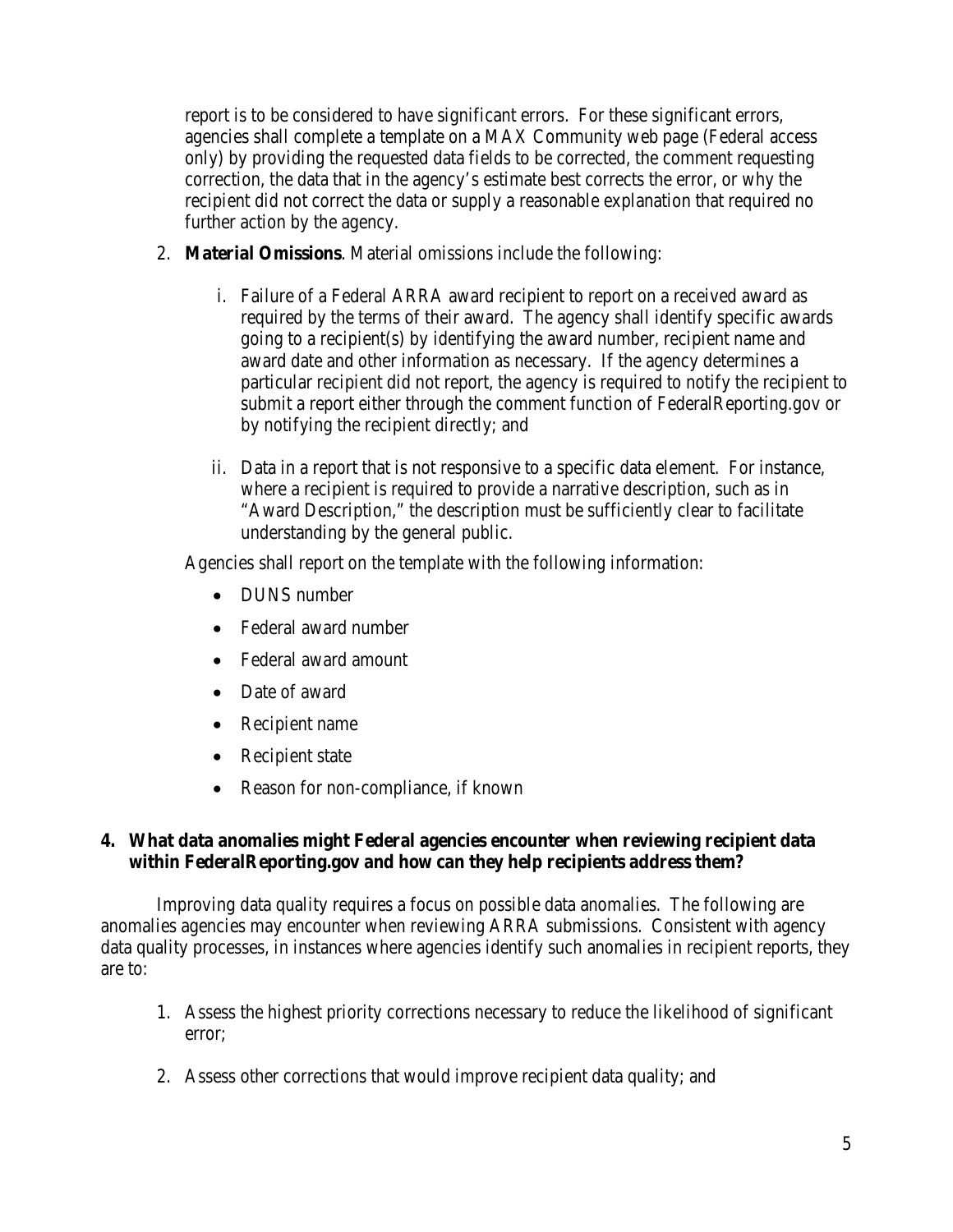report is to be considered to have significant errors. For these significant errors, agencies shall complete a template on a MAX Community web page (Federal access only) by providing the requested data fields to be corrected, the comment requesting correction, the data that in the agency's estimate best corrects the error, or why the recipient did not correct the data or supply a reasonable explanation that required no further action by the agency.

2. **Material Omissions**. Material omissions include the following:

   i. Failure of a Federal ARRA award recipient to report on a received award as required by the terms of their award. The agency shall identify specific awards going to a recipient(s) by identifying the award number, recipient name and award date and other information as necessary. If the agency determines a particular recipient did not report, the agency is required to notify the recipient to submit a report either through the comment function of FederalReporting.gov or by notifying the recipient directly; and

   ii. Data in a report that is not responsive to a specific data element. For instance, where a recipient is required to provide a narrative description, such as in "Award Description," the description must be sufficiently clear to facilitate understanding by the general public.

   Agencies shall report on the template with the following information:

   - DUNS number
   - Federal award number
   - Federal award amount
   - Date of award
   - Recipient name
   - Recipient state
   - Reason for non-compliance, if known

**4. What data anomalies might Federal agencies encounter when reviewing recipient data within FederalReporting.gov and how can they help recipients address them?**

Improving data quality requires a focus on possible data anomalies. The following are anomalies agencies may encounter when reviewing ARRA submissions. Consistent with agency data quality processes, in instances where agencies identify such anomalies in recipient reports, they are to:

1. Assess the highest priority corrections necessary to reduce the likelihood of significant error;
2. Assess other corrections that would improve recipient data quality; and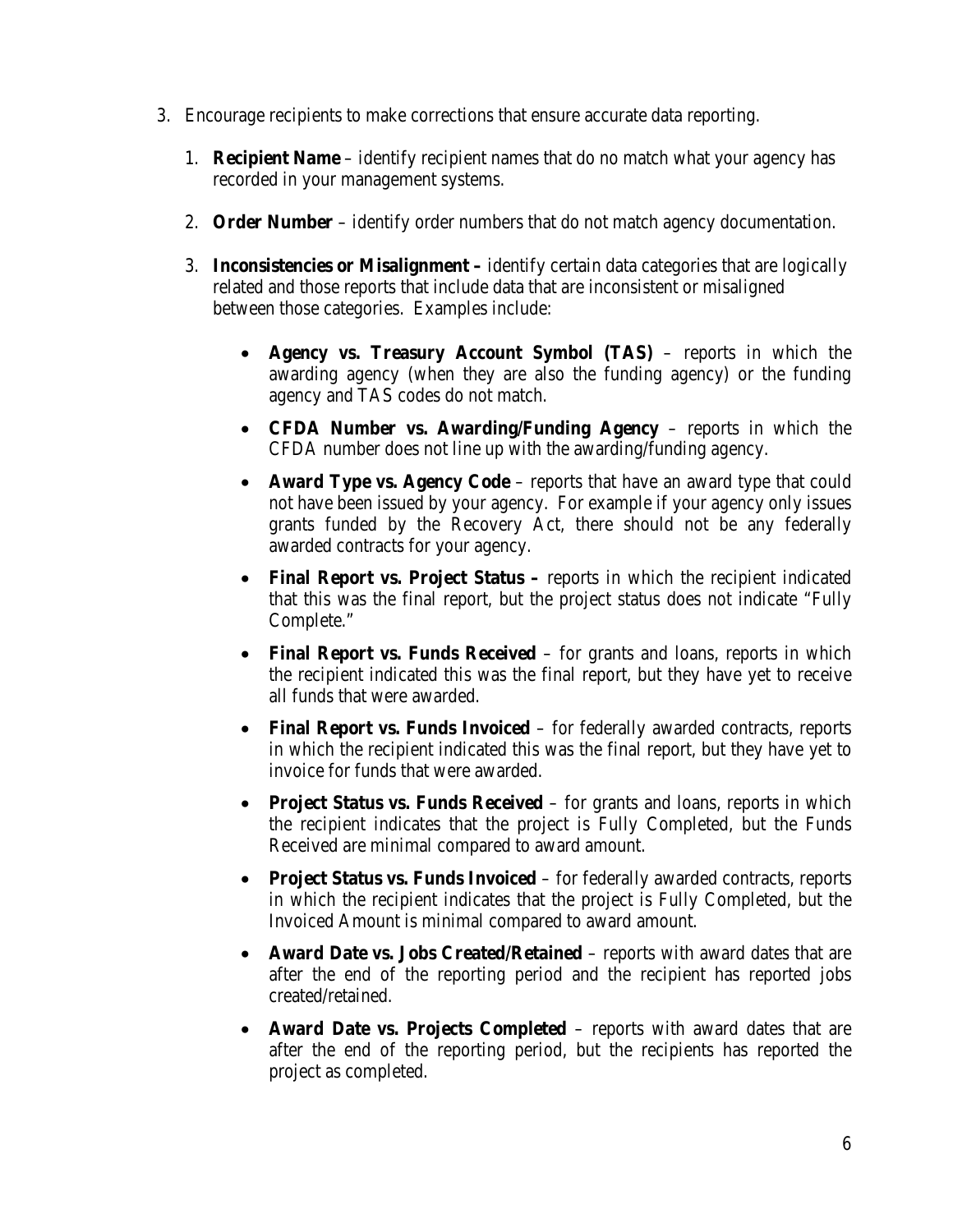3. Encourage recipients to make corrections that ensure accurate data reporting.

    1. **Recipient Name** – identify recipient names that do no match what your agency has recorded in your management systems.

    2. **Order Number** – identify order numbers that do not match agency documentation.

    3. **Inconsistencies or Misalignment –** identify certain data categories that are logically related and those reports that include data that are inconsistent or misaligned between those categories. Examples include:

        - **Agency vs. Treasury Account Symbol (TAS)** – reports in which the awarding agency (when they are also the funding agency) or the funding agency and TAS codes do not match.

        - **CFDA Number vs. Awarding/Funding Agency** – reports in which the CFDA number does not line up with the awarding/funding agency.

        - **Award Type vs. Agency Code** – reports that have an award type that could not have been issued by your agency. For example if your agency only issues grants funded by the Recovery Act, there should not be any federally awarded contracts for your agency.

        - **Final Report vs. Project Status –** reports in which the recipient indicated that this was the final report, but the project status does not indicate "Fully Complete."

        - **Final Report vs. Funds Received** – for grants and loans, reports in which the recipient indicated this was the final report, but they have yet to receive all funds that were awarded.

        - **Final Report vs. Funds Invoiced** – for federally awarded contracts, reports in which the recipient indicated this was the final report, but they have yet to invoice for funds that were awarded.

        - **Project Status vs. Funds Received** – for grants and loans, reports in which the recipient indicates that the project is Fully Completed, but the Funds Received are minimal compared to award amount.

        - **Project Status vs. Funds Invoiced** – for federally awarded contracts, reports in which the recipient indicates that the project is Fully Completed, but the Invoiced Amount is minimal compared to award amount.

        - **Award Date vs. Jobs Created/Retained** – reports with award dates that are after the end of the reporting period and the recipient has reported jobs created/retained.

        - **Award Date vs. Projects Completed** – reports with award dates that are after the end of the reporting period, but the recipients has reported the project as completed.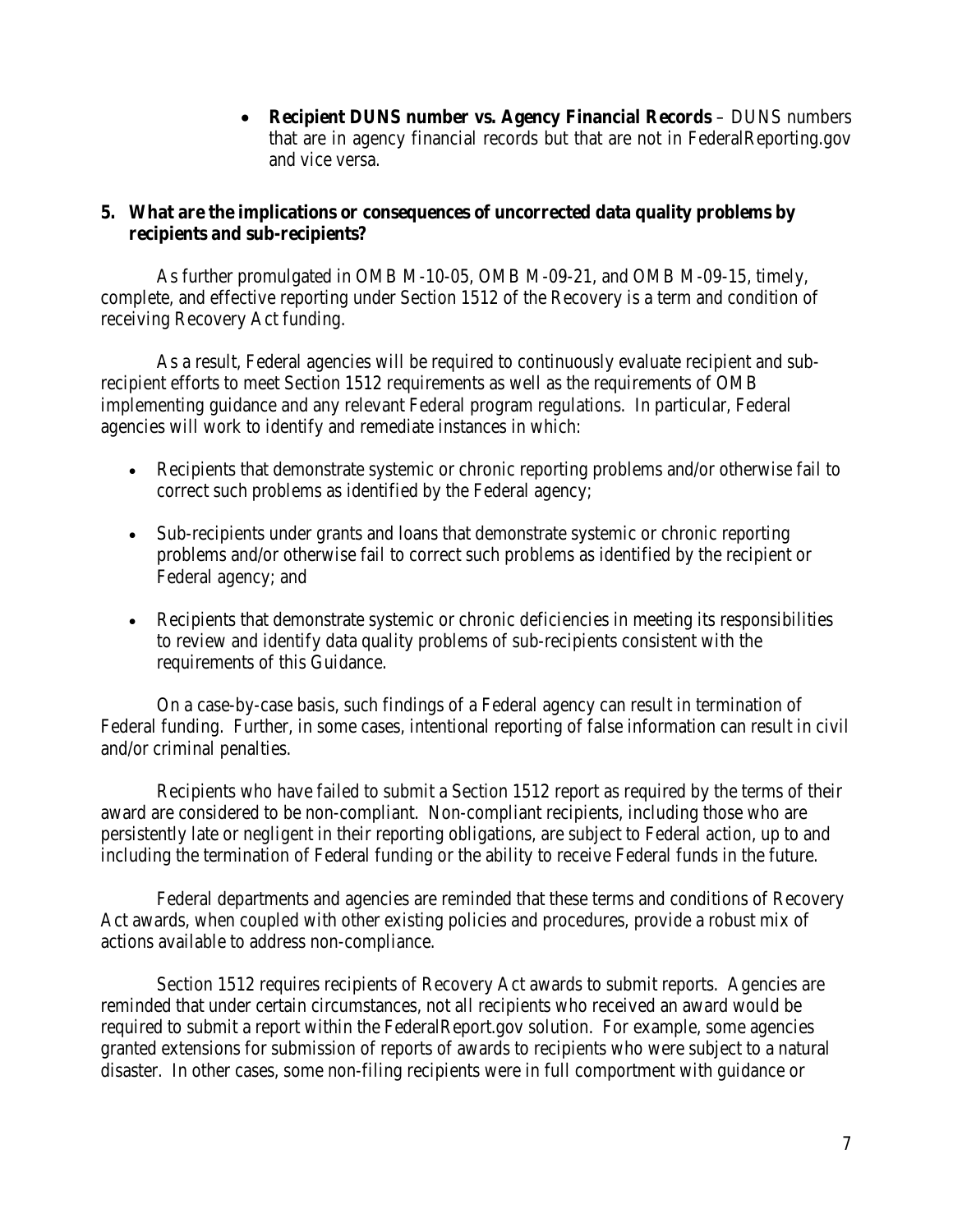- **Recipient DUNS number vs. Agency Financial Records** – DUNS numbers that are in agency financial records but that are not in FederalReporting.gov and vice versa.

**5. What are the implications or consequences of uncorrected data quality problems by recipients and sub-recipients?**

As further promulgated in OMB M-10-05, OMB M-09-21, and OMB M-09-15, timely, complete, and effective reporting under Section 1512 of the Recovery is a term and condition of receiving Recovery Act funding.

As a result, Federal agencies will be required to continuously evaluate recipient and sub-recipient efforts to meet Section 1512 requirements as well as the requirements of OMB implementing guidance and any relevant Federal program regulations. In particular, Federal agencies will work to identify and remediate instances in which:

- Recipients that demonstrate systemic or chronic reporting problems and/or otherwise fail to correct such problems as identified by the Federal agency;
- Sub-recipients under grants and loans that demonstrate systemic or chronic reporting problems and/or otherwise fail to correct such problems as identified by the recipient or Federal agency; and
- Recipients that demonstrate systemic or chronic deficiencies in meeting its responsibilities to review and identify data quality problems of sub-recipients consistent with the requirements of this Guidance.

On a case-by-case basis, such findings of a Federal agency can result in termination of Federal funding. Further, in some cases, intentional reporting of false information can result in civil and/or criminal penalties.

Recipients who have failed to submit a Section 1512 report as required by the terms of their award are considered to be non-compliant. Non-compliant recipients, including those who are persistently late or negligent in their reporting obligations, are subject to Federal action, up to and including the termination of Federal funding or the ability to receive Federal funds in the future.

Federal departments and agencies are reminded that these terms and conditions of Recovery Act awards, when coupled with other existing policies and procedures, provide a robust mix of actions available to address non-compliance.

Section 1512 requires recipients of Recovery Act awards to submit reports. Agencies are reminded that under certain circumstances, not all recipients who received an award would be required to submit a report within the FederalReport.gov solution. For example, some agencies granted extensions for submission of reports of awards to recipients who were subject to a natural disaster. In other cases, some non-filing recipients were in full comportment with guidance or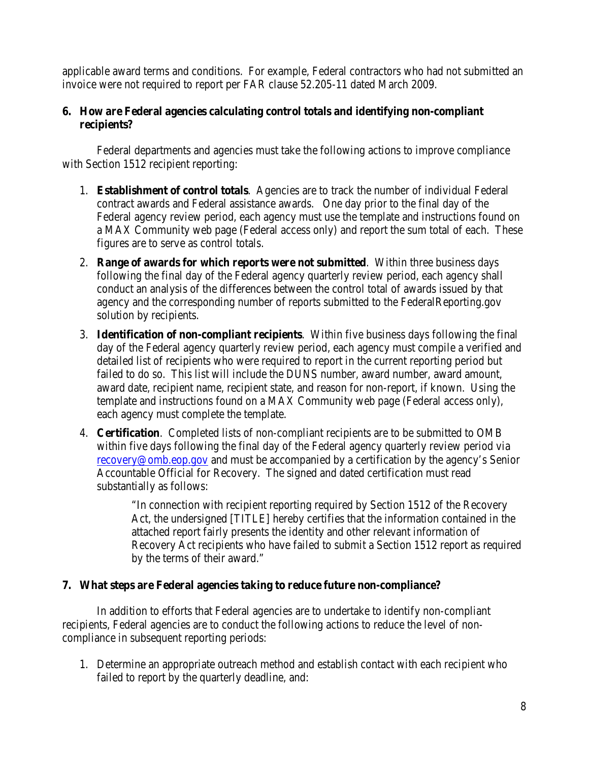applicable award terms and conditions. For example, Federal contractors who had not submitted an invoice were not required to report per FAR clause 52.205-11 dated March 2009.

**6. How are Federal agencies calculating control totals and identifying non-compliant recipients?**

Federal departments and agencies must take the following actions to improve compliance with Section 1512 recipient reporting:

1. **Establishment of control totals**. Agencies are to track the number of individual Federal contract awards and Federal assistance awards. One day prior to the final day of the Federal agency review period, each agency must use the template and instructions found on a MAX Community web page (Federal access only) and report the sum total of each. These figures are to serve as control totals.
2. **Range of awards for which reports were not submitted**. Within three business days following the final day of the Federal agency quarterly review period, each agency shall conduct an analysis of the differences between the control total of awards issued by that agency and the corresponding number of reports submitted to the FederalReporting.gov solution by recipients.
3. **Identification of non-compliant recipients**. Within five business days following the final day of the Federal agency quarterly review period, each agency must compile a verified and detailed list of recipients who were required to report in the current reporting period but failed to do so. This list will include the DUNS number, award number, award amount, award date, recipient name, recipient state, and reason for non-report, if known. Using the template and instructions found on a MAX Community web page (Federal access only), each agency must complete the template.
4. **Certification**. Completed lists of non-compliant recipients are to be submitted to OMB within five days following the final day of the Federal agency quarterly review period via recovery@omb.eop.gov and must be accompanied by a certification by the agency's Senior Accountable Official for Recovery. The signed and dated certification must read substantially as follows:

   > "In connection with recipient reporting required by Section 1512 of the Recovery Act, the undersigned [TITLE] hereby certifies that the information contained in the attached report fairly presents the identity and other relevant information of Recovery Act recipients who have failed to submit a Section 1512 report as required by the terms of their award."

**7. What steps are Federal agencies taking to reduce future non-compliance?**

In addition to efforts that Federal agencies are to undertake to identify non-compliant recipients, Federal agencies are to conduct the following actions to reduce the level of non-compliance in subsequent reporting periods:

1. Determine an appropriate outreach method and establish contact with each recipient who failed to report by the quarterly deadline, and: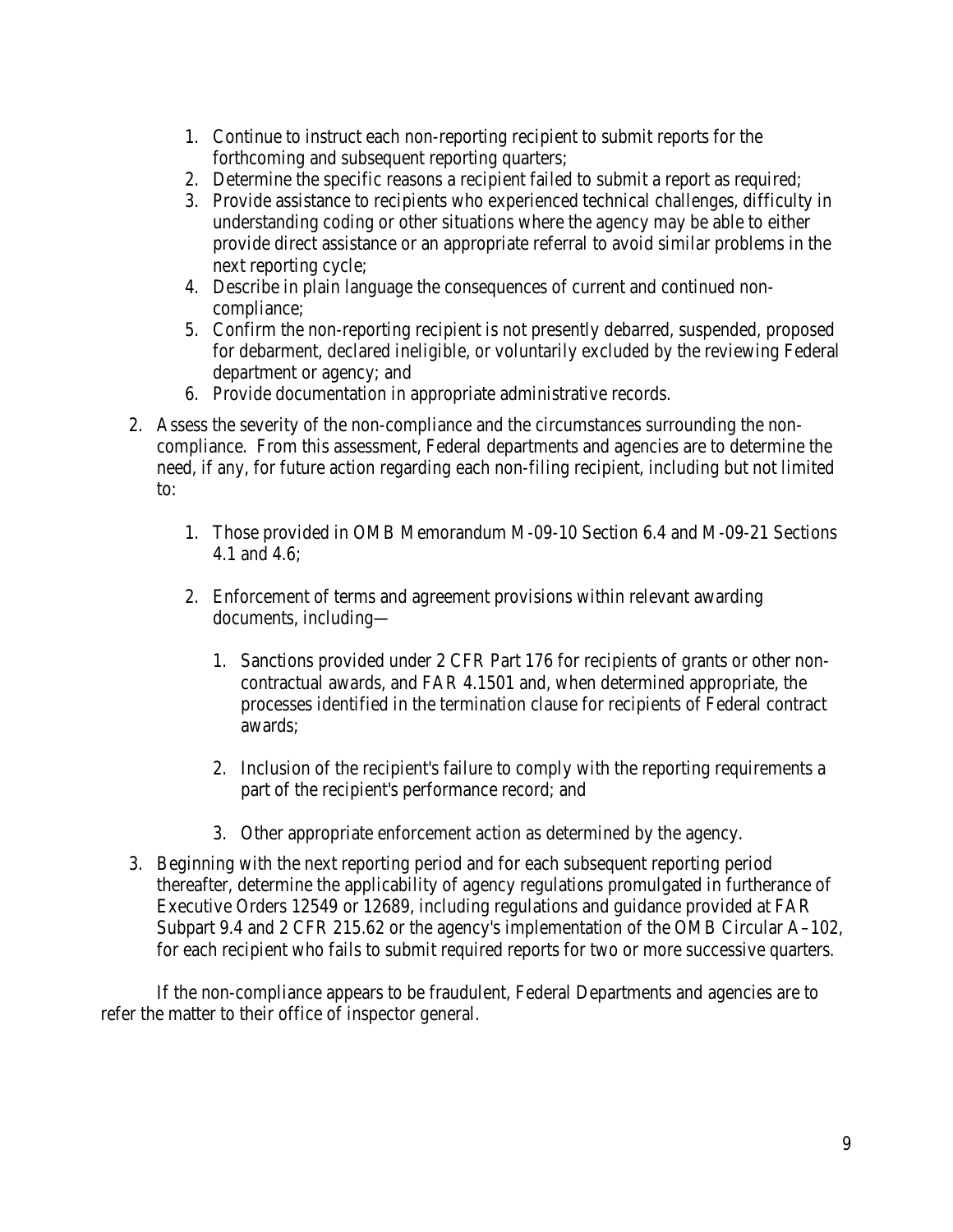1. Continue to instruct each non-reporting recipient to submit reports for the forthcoming and subsequent reporting quarters;
   2. Determine the specific reasons a recipient failed to submit a report as required;
   3. Provide assistance to recipients who experienced technical challenges, difficulty in understanding coding or other situations where the agency may be able to either provide direct assistance or an appropriate referral to avoid similar problems in the next reporting cycle;
   4. Describe in plain language the consequences of current and continued non-compliance;
   5. Confirm the non-reporting recipient is not presently debarred, suspended, proposed for debarment, declared ineligible, or voluntarily excluded by the reviewing Federal department or agency; and
   6. Provide documentation in appropriate administrative records.

2. Assess the severity of the non-compliance and the circumstances surrounding the non-compliance. From this assessment, Federal departments and agencies are to determine the need, if any, for future action regarding each non-filing recipient, including but not limited to:

   1. Those provided in OMB Memorandum M-09-10 Section 6.4 and M-09-21 Sections 4.1 and 4.6;

   2. Enforcement of terms and agreement provisions within relevant awarding documents, including—

      1. Sanctions provided under 2 CFR Part 176 for recipients of grants or other non-contractual awards, and FAR 4.1501 and, when determined appropriate, the processes identified in the termination clause for recipients of Federal contract awards;

      2. Inclusion of the recipient's failure to comply with the reporting requirements a part of the recipient's performance record; and

      3. Other appropriate enforcement action as determined by the agency.

3. Beginning with the next reporting period and for each subsequent reporting period thereafter, determine the applicability of agency regulations promulgated in furtherance of Executive Orders 12549 or 12689, including regulations and guidance provided at FAR Subpart 9.4 and 2 CFR 215.62 or the agency's implementation of the OMB Circular A–102, for each recipient who fails to submit required reports for two or more successive quarters.

If the non-compliance appears to be fraudulent, Federal Departments and agencies are to refer the matter to their office of inspector general.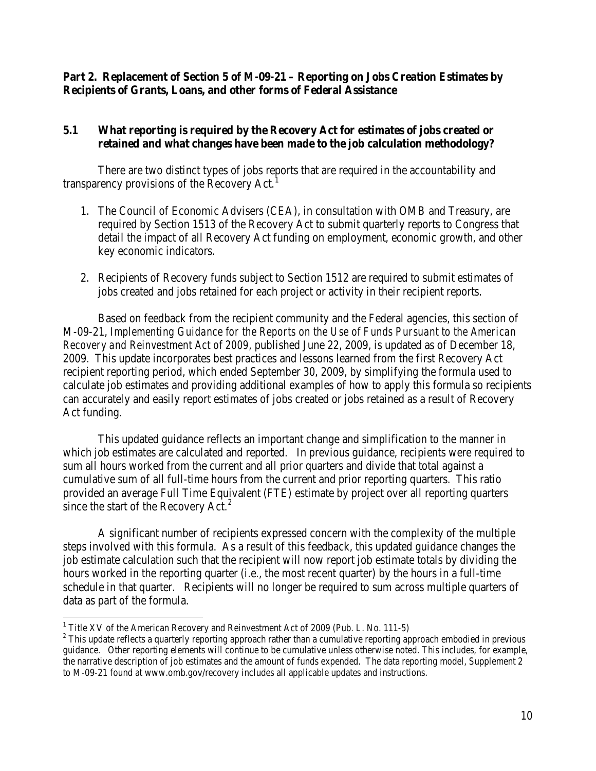**Part 2. Replacement of Section 5 of M-09-21 – Reporting on Jobs Creation Estimates by Recipients of Grants, Loans, and other forms of Federal Assistance**

### 5.1 What reporting is required by the Recovery Act for estimates of jobs created or retained and what changes have been made to the job calculation methodology?

There are two distinct types of jobs reports that are required in the accountability and transparency provisions of the Recovery Act.[1]

1. The Council of Economic Advisers (CEA), in consultation with OMB and Treasury, are required by Section 1513 of the Recovery Act to submit quarterly reports to Congress that detail the impact of all Recovery Act funding on employment, economic growth, and other key economic indicators.

2. Recipients of Recovery funds subject to Section 1512 are required to submit estimates of jobs created and jobs retained for each project or activity in their recipient reports.

Based on feedback from the recipient community and the Federal agencies, this section of M-09-21, *Implementing Guidance for the Reports on the Use of Funds Pursuant to the American Recovery and Reinvestment Act of 2009,* published June 22, 2009, is updated as of December 18, 2009. This update incorporates best practices and lessons learned from the first Recovery Act recipient reporting period, which ended September 30, 2009, by simplifying the formula used to calculate job estimates and providing additional examples of how to apply this formula so recipients can accurately and easily report estimates of jobs created or jobs retained as a result of Recovery Act funding.

This updated guidance reflects an important change and simplification to the manner in which job estimates are calculated and reported. In previous guidance, recipients were required to sum all hours worked from the current and all prior quarters and divide that total against a cumulative sum of all full-time hours from the current and prior reporting quarters. This ratio provided an average Full Time Equivalent (FTE) estimate by project over all reporting quarters since the start of the Recovery Act.[2]

A significant number of recipients expressed concern with the complexity of the multiple steps involved with this formula. As a result of this feedback, this updated guidance changes the job estimate calculation such that the recipient will now report job estimate totals by dividing the hours worked in the reporting quarter (i.e., the most recent quarter) by the hours in a full-time schedule in that quarter. Recipients will no longer be required to sum across multiple quarters of data as part of the formula.

---

[1] Title XV of the American Recovery and Reinvestment Act of 2009 (Pub. L. No. 111-5)

[2] This update reflects a quarterly reporting approach rather than a cumulative reporting approach embodied in previous guidance. Other reporting elements will continue to be cumulative unless otherwise noted. This includes, for example, the narrative description of job estimates and the amount of funds expended. The data reporting model, Supplement 2 to M-09-21 found at www.omb.gov/recovery includes all applicable updates and instructions.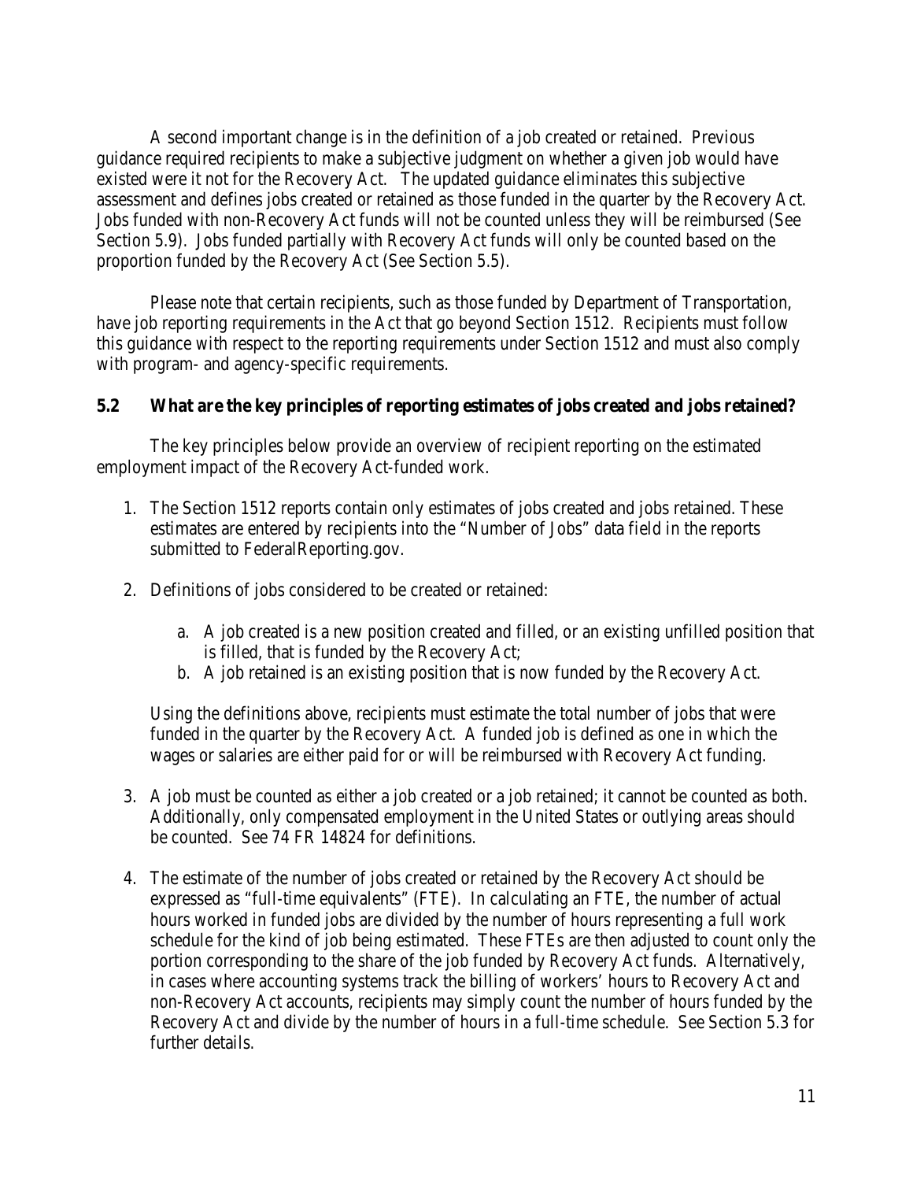A second important change is in the definition of a job created or retained. Previous guidance required recipients to make a subjective judgment on whether a given job would have existed were it not for the Recovery Act. The updated guidance eliminates this subjective assessment and defines jobs created or retained as those funded in the quarter by the Recovery Act. Jobs funded with non-Recovery Act funds will not be counted unless they will be reimbursed (See Section 5.9). Jobs funded partially with Recovery Act funds will only be counted based on the proportion funded by the Recovery Act (See Section 5.5).

Please note that certain recipients, such as those funded by Department of Transportation, have job reporting requirements in the Act that go beyond Section 1512. Recipients must follow this guidance with respect to the reporting requirements under Section 1512 and must also comply with program- and agency-specific requirements.

### 5.2 What are the key principles of reporting estimates of jobs created and jobs retained?

The key principles below provide an overview of recipient reporting on the estimated employment impact of the Recovery Act-funded work.

1. The Section 1512 reports contain only estimates of jobs created and jobs retained. These estimates are entered by recipients into the "Number of Jobs" data field in the reports submitted to FederalReporting.gov.

2. Definitions of jobs considered to be created or retained:

   a. A job created is a new position created and filled, or an existing unfilled position that is filled, that is funded by the Recovery Act;
   b. A job retained is an existing position that is now funded by the Recovery Act.

   Using the definitions above, recipients must estimate the total number of jobs that were funded in the quarter by the Recovery Act. A funded job is defined as one in which the wages or salaries are either paid for or will be reimbursed with Recovery Act funding.

3. A job must be counted as either a job created or a job retained; it cannot be counted as both. Additionally, only compensated employment in the United States or outlying areas should be counted. See 74 FR 14824 for definitions.

4. The estimate of the number of jobs created or retained by the Recovery Act should be expressed as "full-time equivalents" (FTE). In calculating an FTE, the number of actual hours worked in funded jobs are divided by the number of hours representing a full work schedule for the kind of job being estimated. These FTEs are then adjusted to count only the portion corresponding to the share of the job funded by Recovery Act funds. Alternatively, in cases where accounting systems track the billing of workers' hours to Recovery Act and non-Recovery Act accounts, recipients may simply count the number of hours funded by the Recovery Act and divide by the number of hours in a full-time schedule. See Section 5.3 for further details.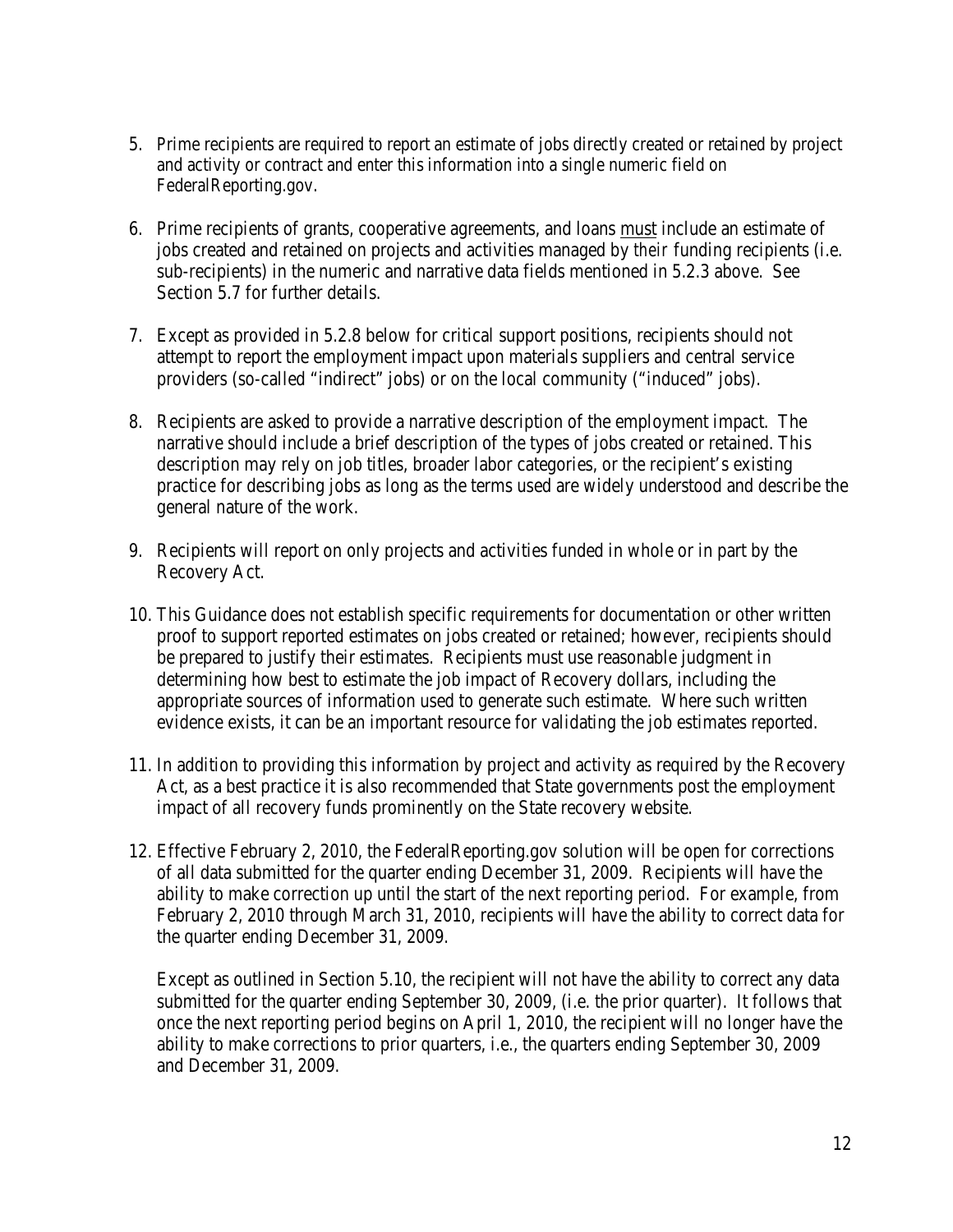5. Prime recipients are required to report an estimate of jobs directly created or retained by project and activity or contract and enter this information into a single numeric field on FederalReporting.gov.

6. Prime recipients of grants, cooperative agreements, and loans <u>must</u> include an estimate of jobs created and retained on projects and activities managed by their funding recipients (i.e. sub-recipients) in the numeric and narrative data fields mentioned in 5.2.3 above. See Section 5.7 for further details.

7. Except as provided in 5.2.8 below for critical support positions, recipients should not attempt to report the employment impact upon materials suppliers and central service providers (so-called "indirect" jobs) or on the local community ("induced" jobs).

8. Recipients are asked to provide a narrative description of the employment impact. The narrative should include a brief description of the types of jobs created or retained. This description may rely on job titles, broader labor categories, or the recipient's existing practice for describing jobs as long as the terms used are widely understood and describe the general nature of the work.

9. Recipients will report on only projects and activities funded in whole or in part by the Recovery Act.

10. This Guidance does not establish specific requirements for documentation or other written proof to support reported estimates on jobs created or retained; however, recipients should be prepared to justify their estimates. Recipients must use reasonable judgment in determining how best to estimate the job impact of Recovery dollars, including the appropriate sources of information used to generate such estimate. Where such written evidence exists, it can be an important resource for validating the job estimates reported.

11. In addition to providing this information by project and activity as required by the Recovery Act, as a best practice it is also recommended that State governments post the employment impact of all recovery funds prominently on the State recovery website.

12. Effective February 2, 2010, the FederalReporting.gov solution will be open for corrections of all data submitted for the quarter ending December 31, 2009. Recipients will have the ability to make correction up until the start of the next reporting period. For example, from February 2, 2010 through March 31, 2010, recipients will have the ability to correct data for the quarter ending December 31, 2009.

    Except as outlined in Section 5.10, the recipient will not have the ability to correct any data submitted for the quarter ending September 30, 2009, (i.e. the prior quarter). It follows that once the next reporting period begins on April 1, 2010, the recipient will no longer have the ability to make corrections to prior quarters, i.e., the quarters ending September 30, 2009 and December 31, 2009.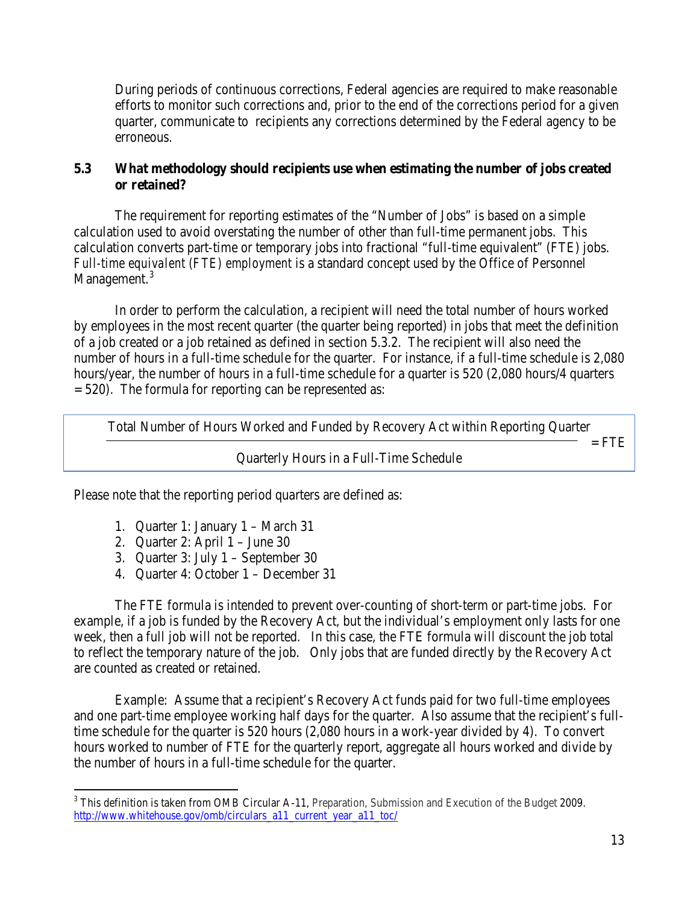During periods of continuous corrections, Federal agencies are required to make reasonable efforts to monitor such corrections and, prior to the end of the corrections period for a given quarter, communicate to recipients any corrections determined by the Federal agency to be erroneous.

## 5.3 What methodology should recipients use when estimating the number of jobs created or retained?

The requirement for reporting estimates of the "Number of Jobs" is based on a simple calculation used to avoid overstating the number of other than full-time permanent jobs. This calculation converts part-time or temporary jobs into fractional "full-time equivalent" (FTE) jobs. *Full-time equivalent (FTE) employment* is a standard concept used by the Office of Personnel Management.[3]

In order to perform the calculation, a recipient will need the total number of hours worked by employees in the most recent quarter (the quarter being reported) in jobs that meet the definition of a job created or a job retained as defined in section 5.3.2. The recipient will also need the number of hours in a full-time schedule for the quarter. For instance, if a full-time schedule is 2,080 hours/year, the number of hours in a full-time schedule for a quarter is 520 (2,080 hours/4 quarters = 520). The formula for reporting can be represented as:

$$\frac{\text{Total Number of Hours Worked and Funded by Recovery Act within Reporting Quarter}}{\text{Quarterly Hours in a Full-Time Schedule}} = \text{FTE}$$

Please note that the reporting period quarters are defined as:

1. Quarter 1: January 1 – March 31
2. Quarter 2: April 1 – June 30
3. Quarter 3: July 1 – September 30
4. Quarter 4: October 1 – December 31

The FTE formula is intended to prevent over-counting of short-term or part-time jobs. For example, if a job is funded by the Recovery Act, but the individual's employment only lasts for one week, then a full job will not be reported. In this case, the FTE formula will discount the job total to reflect the temporary nature of the job. Only jobs that are funded directly by the Recovery Act are counted as created or retained.

Example: Assume that a recipient's Recovery Act funds paid for two full-time employees and one part-time employee working half days for the quarter. Also assume that the recipient's full-time schedule for the quarter is 520 hours (2,080 hours in a work-year divided by 4). To convert hours worked to number of FTE for the quarterly report, aggregate all hours worked and divide by the number of hours in a full-time schedule for the quarter.

---

[3] This definition is taken from OMB Circular A-11, *Preparation, Submission and Execution of the Budget* 2009. http://www.whitehouse.gov/omb/circulars_a11_current_year_a11_toc/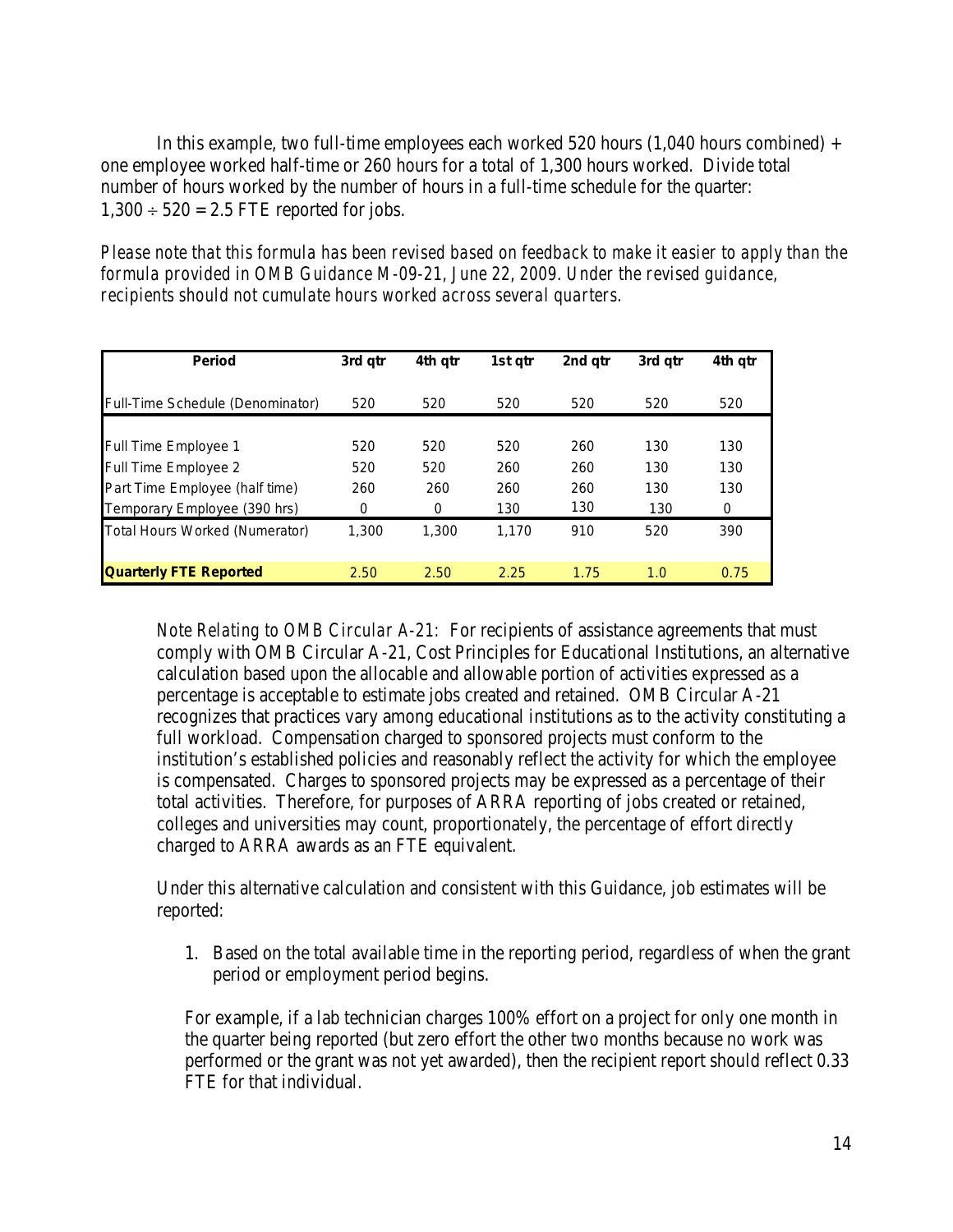In this example, two full-time employees each worked 520 hours (1,040 hours combined) + one employee worked half-time or 260 hours for a total of 1,300 hours worked. Divide total number of hours worked by the number of hours in a full-time schedule for the quarter: 1,300 ÷ 520 = 2.5 FTE reported for jobs.

*Please note that this formula has been revised based on feedback to make it easier to apply than the formula provided in OMB Guidance M-09-21, June 22, 2009. Under the revised guidance, recipients should not cumulate hours worked across several quarters.*

| Period | 3rd qtr | 4th qtr | 1st qtr | 2nd qtr | 3rd qtr | 4th qtr |
|---|---|---|---|---|---|---|
| Full-Time Schedule (Denominator) | 520 | 520 | 520 | 520 | 520 | 520 |
| Full Time Employee 1 | 520 | 520 | 520 | 260 | 130 | 130 |
| Full Time Employee 2 | 520 | 520 | 260 | 260 | 130 | 130 |
| Part Time Employee (half time) | 260 | 260 | 260 | 260 | 130 | 130 |
| Temporary Employee (390 hrs) | 0 | 0 | 130 | 130 | 130 | 0 |
| Total Hours Worked (Numerator) | 1,300 | 1,300 | 1,170 | 910 | 520 | 390 |
| **Quarterly FTE Reported** | 2.50 | 2.50 | 2.25 | 1.75 | 1.0 | 0.75 |

*Note Relating to OMB Circular A-21:* For recipients of assistance agreements that must comply with OMB Circular A-21, Cost Principles for Educational Institutions, an alternative calculation based upon the allocable and allowable portion of activities expressed as a percentage is acceptable to estimate jobs created and retained. OMB Circular A-21 recognizes that practices vary among educational institutions as to the activity constituting a full workload. Compensation charged to sponsored projects must conform to the institution's established policies and reasonably reflect the activity for which the employee is compensated. Charges to sponsored projects may be expressed as a percentage of their total activities. Therefore, for purposes of ARRA reporting of jobs created or retained, colleges and universities may count, proportionately, the percentage of effort directly charged to ARRA awards as an FTE equivalent.

Under this alternative calculation and consistent with this Guidance, job estimates will be reported:

1. Based on the total available time in the reporting period, regardless of when the grant period or employment period begins.

For example, if a lab technician charges 100% effort on a project for only one month in the quarter being reported (but zero effort the other two months because no work was performed or the grant was not yet awarded), then the recipient report should reflect 0.33 FTE for that individual.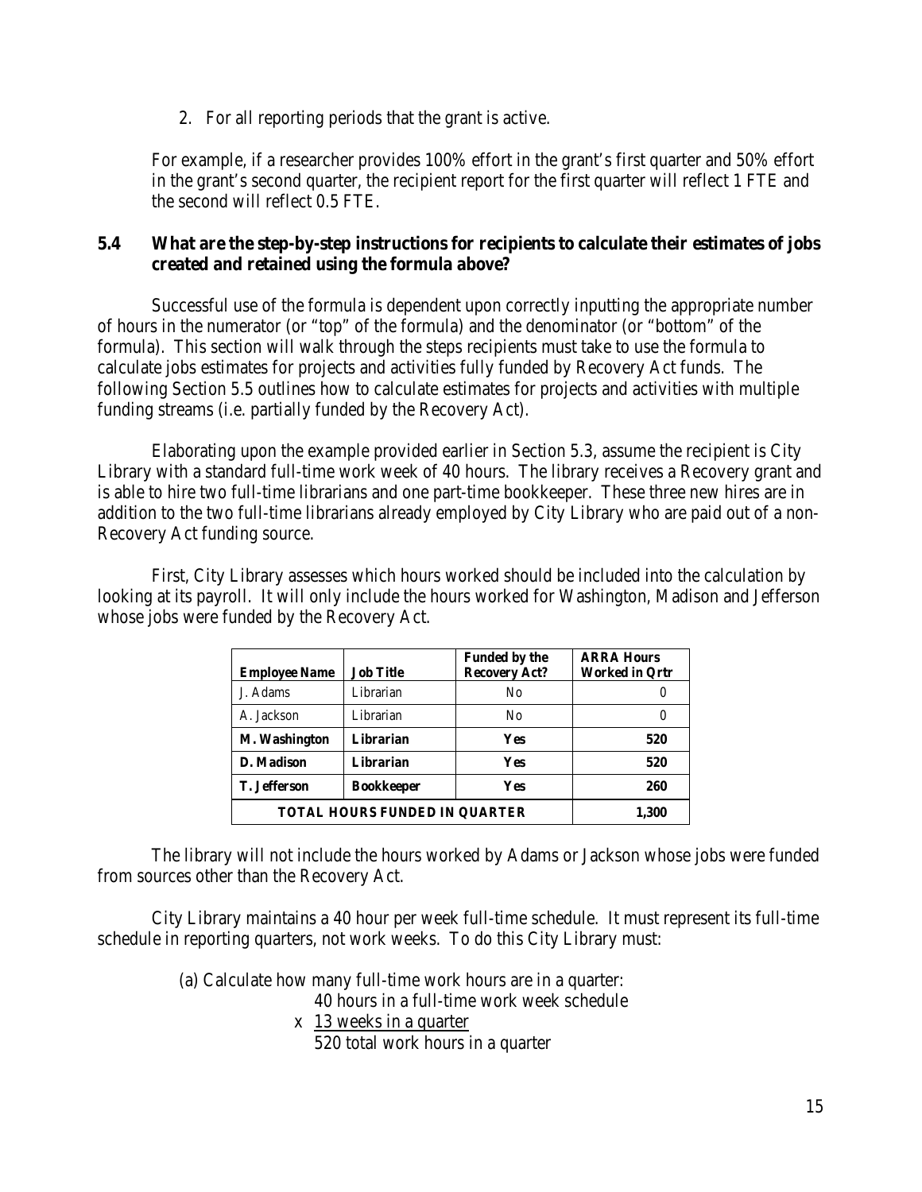2. For all reporting periods that the grant is active.

For example, if a researcher provides 100% effort in the grant's first quarter and 50% effort in the grant's second quarter, the recipient report for the first quarter will reflect 1 FTE and the second will reflect 0.5 FTE.

### 5.4 What are the step-by-step instructions for recipients to calculate their estimates of jobs created and retained using the formula above?

Successful use of the formula is dependent upon correctly inputting the appropriate number of hours in the numerator (or "top" of the formula) and the denominator (or "bottom" of the formula). This section will walk through the steps recipients must take to use the formula to calculate jobs estimates for projects and activities fully funded by Recovery Act funds. The following Section 5.5 outlines how to calculate estimates for projects and activities with multiple funding streams (i.e. partially funded by the Recovery Act).

Elaborating upon the example provided earlier in Section 5.3, assume the recipient is City Library with a standard full-time work week of 40 hours. The library receives a Recovery grant and is able to hire two full-time librarians and one part-time bookkeeper. These three new hires are in addition to the two full-time librarians already employed by City Library who are paid out of a non-Recovery Act funding source.

First, City Library assesses which hours worked should be included into the calculation by looking at its payroll. It will only include the hours worked for Washington, Madison and Jefferson whose jobs were funded by the Recovery Act.

| Employee Name | Job Title | Funded by the Recovery Act? | ARRA Hours Worked in Qrtr |
|---|---|---|---|
| J. Adams | Librarian | No | 0 |
| A. Jackson | Librarian | No | 0 |
| **M. Washington** | **Librarian** | **Yes** | **520** |
| **D. Madison** | **Librarian** | **Yes** | **520** |
| **T. Jefferson** | **Bookkeeper** | **Yes** | **260** |
| **TOTAL HOURS FUNDED IN QUARTER** | | | **1,300** |

The library will not include the hours worked by Adams or Jackson whose jobs were funded from sources other than the Recovery Act.

City Library maintains a 40 hour per week full-time schedule. It must represent its full-time schedule in reporting quarters, not work weeks. To do this City Library must:

(a) Calculate how many full-time work hours are in a quarter:

40 hours in a full-time work week schedule
x 13 weeks in a quarter
520 total work hours in a quarter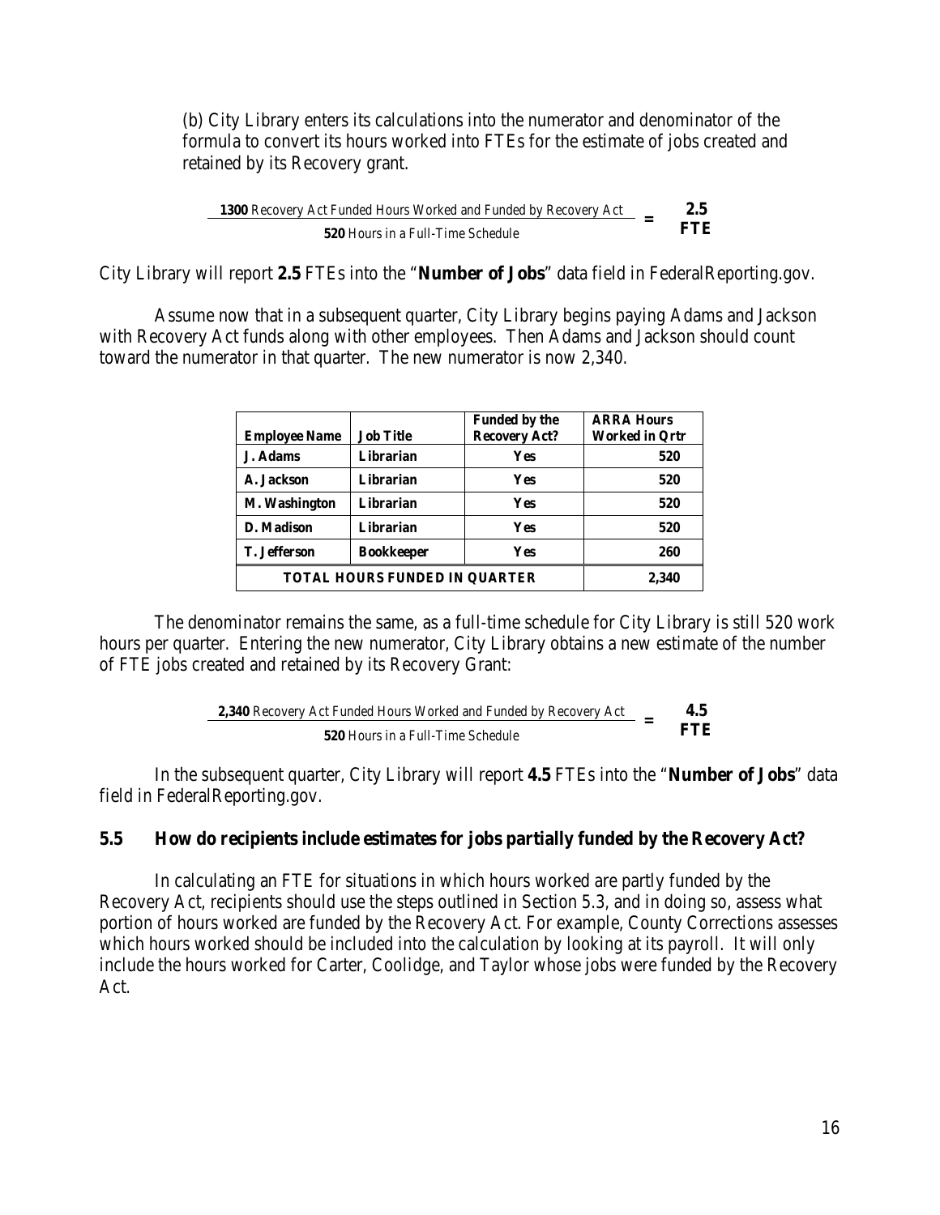(b) City Library enters its calculations into the numerator and denominator of the formula to convert its hours worked into FTEs for the estimate of jobs created and retained by its Recovery grant.

$$\frac{\textbf{1300} \text{ Recovery Act Funded Hours Worked and Funded by Recovery Act}}{\textbf{520} \text{ Hours in a Full-Time Schedule}} = \textbf{2.5 FTE}$$

City Library will report **2.5** FTEs into the "**Number of Jobs**" data field in FederalReporting.gov.

Assume now that in a subsequent quarter, City Library begins paying Adams and Jackson with Recovery Act funds along with other employees. Then Adams and Jackson should count toward the numerator in that quarter. The new numerator is now 2,340.

| Employee Name | Job Title | Funded by the Recovery Act? | ARRA Hours Worked in Qrtr |
|---|---|---|---|
| J. Adams | Librarian | Yes | 520 |
| A. Jackson | Librarian | Yes | 520 |
| M. Washington | Librarian | Yes | 520 |
| D. Madison | Librarian | Yes | 520 |
| T. Jefferson | Bookkeeper | Yes | 260 |
| TOTAL HOURS FUNDED IN QUARTER | | | 2,340 |

The denominator remains the same, as a full-time schedule for City Library is still 520 work hours per quarter. Entering the new numerator, City Library obtains a new estimate of the number of FTE jobs created and retained by its Recovery Grant:

$$\frac{\textbf{2,340} \text{ Recovery Act Funded Hours Worked and Funded by Recovery Act}}{\textbf{520} \text{ Hours in a Full-Time Schedule}} = \textbf{4.5 FTE}$$

In the subsequent quarter, City Library will report **4.5** FTEs into the "**Number of Jobs**" data field in FederalReporting.gov.

### 5.5 How do recipients include estimates for jobs partially funded by the Recovery Act?

In calculating an FTE for situations in which hours worked are partly funded by the Recovery Act, recipients should use the steps outlined in Section 5.3, and in doing so, assess what portion of hours worked are funded by the Recovery Act. For example, County Corrections assesses which hours worked should be included into the calculation by looking at its payroll. It will only include the hours worked for Carter, Coolidge, and Taylor whose jobs were funded by the Recovery Act.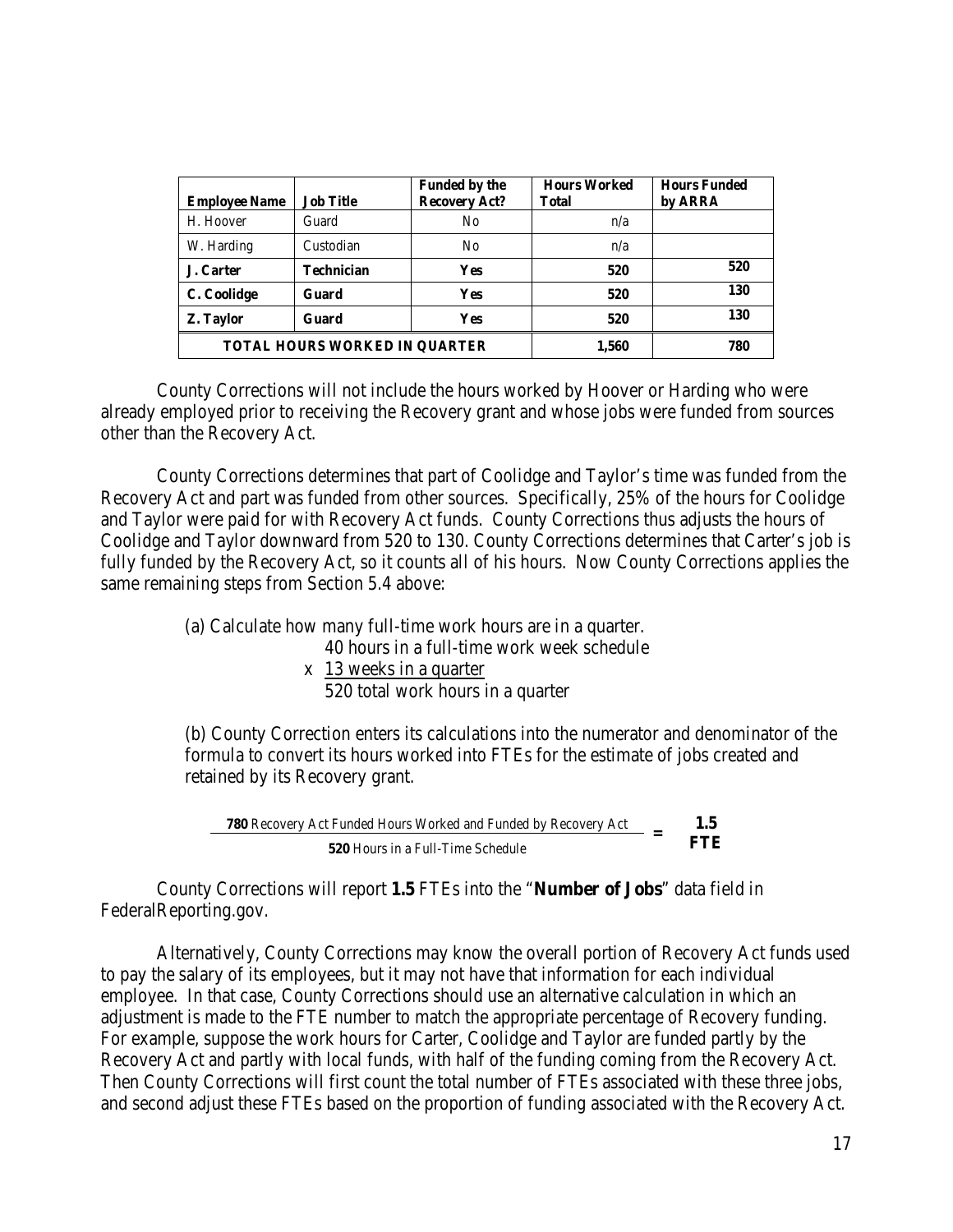| **Employee Name** | **Job Title** | **Funded by the Recovery Act?** | **Hours Worked Total** | **Hours Funded by ARRA** |
|---|---|---|---|---|
| H. Hoover | Guard | No | n/a | |
| W. Harding | Custodian | No | n/a | |
| **J. Carter** | **Technician** | **Yes** | **520** | **520** |
| **C. Coolidge** | **Guard** | **Yes** | **520** | **130** |
| **Z. Taylor** | **Guard** | **Yes** | **520** | **130** |
| **TOTAL HOURS WORKED IN QUARTER** | | | **1,560** | **780** |

County Corrections will not include the hours worked by Hoover or Harding who were already employed prior to receiving the Recovery grant and whose jobs were funded from sources other than the Recovery Act.

County Corrections determines that part of Coolidge and Taylor's time was funded from the Recovery Act and part was funded from other sources. Specifically, 25% of the hours for Coolidge and Taylor were paid for with Recovery Act funds. County Corrections thus adjusts the hours of Coolidge and Taylor downward from 520 to 130. County Corrections determines that Carter's job is fully funded by the Recovery Act, so it counts all of his hours. Now County Corrections applies the same remaining steps from Section 5.4 above:

(a) Calculate how many full-time work hours are in a quarter.

40 hours in a full-time work week schedule  
x 13 weeks in a quarter  
520 total work hours in a quarter

(b) County Correction enters its calculations into the numerator and denominator of the formula to convert its hours worked into FTEs for the estimate of jobs created and retained by its Recovery grant.

$$\frac{\textbf{780} \text{ Recovery Act Funded Hours Worked and Funded by Recovery Act}}{\textbf{520} \text{ Hours in a Full-Time Schedule}} = \textbf{1.5 FTE}$$

County Corrections will report **1.5** FTEs into the "**Number of Jobs**" data field in FederalReporting.gov.

Alternatively, County Corrections may know the overall portion of Recovery Act funds used to pay the salary of its employees, but it may not have that information for each individual employee. In that case, County Corrections should use an alternative calculation in which an adjustment is made to the FTE number to match the appropriate percentage of Recovery funding. For example, suppose the work hours for Carter, Coolidge and Taylor are funded partly by the Recovery Act and partly with local funds, with half of the funding coming from the Recovery Act. Then County Corrections will first count the total number of FTEs associated with these three jobs, and second adjust these FTEs based on the proportion of funding associated with the Recovery Act.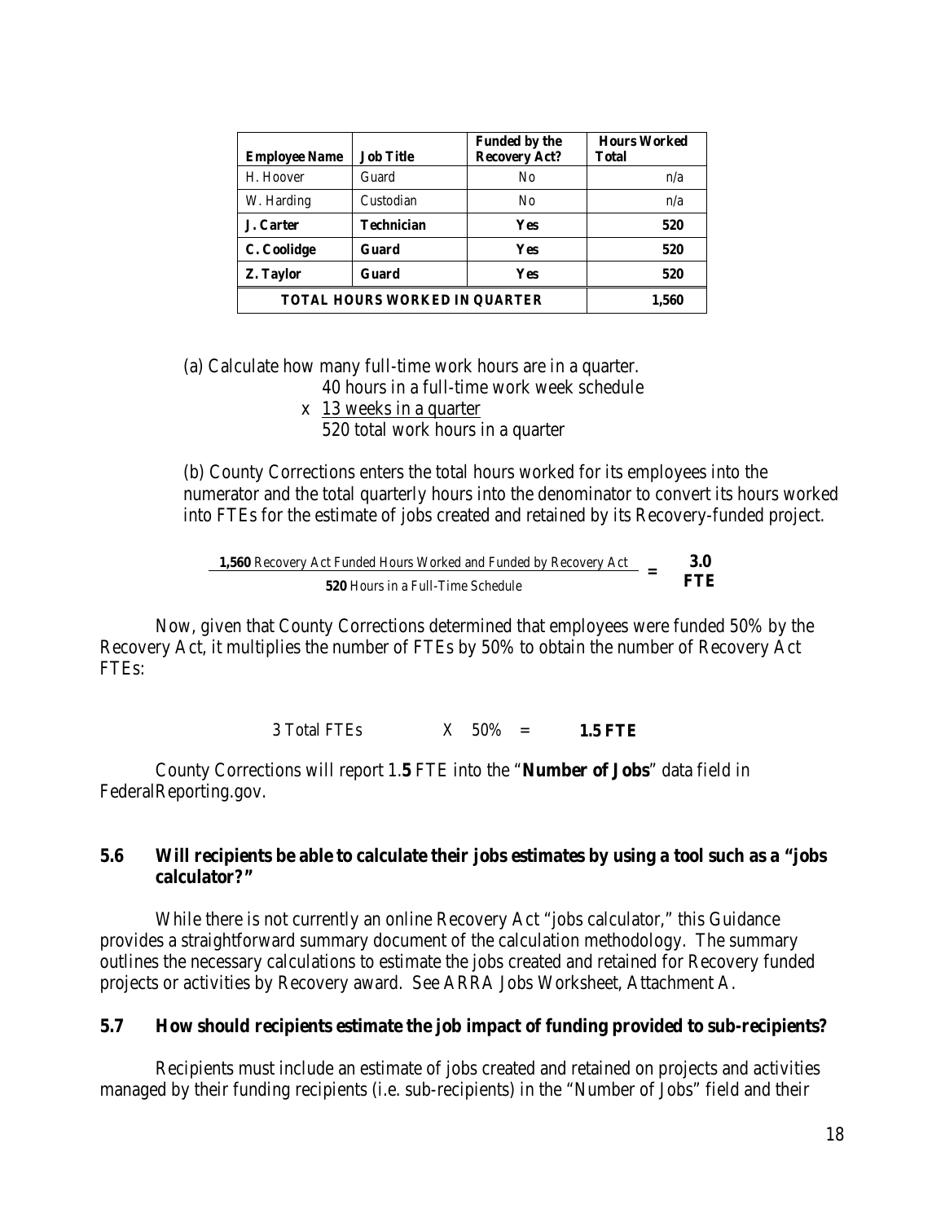| **Employee Name** | **Job Title** | **Funded by the Recovery Act?** | **Hours Worked Total** |
|---|---|---|---|
| H. Hoover | Guard | No | n/a |
| W. Harding | Custodian | No | n/a |
| **J. Carter** | **Technician** | **Yes** | **520** |
| **C. Coolidge** | **Guard** | **Yes** | **520** |
| **Z. Taylor** | **Guard** | **Yes** | **520** |
| **TOTAL HOURS WORKED IN QUARTER** | | | **1,560** |

(a) Calculate how many full-time work hours are in a quarter.

    40 hours in a full-time work week schedule
  x 13 weeks in a quarter
    520 total work hours in a quarter

(b) County Corrections enters the total hours worked for its employees into the numerator and the total quarterly hours into the denominator to convert its hours worked into FTEs for the estimate of jobs created and retained by its Recovery-funded project.

$$\frac{\textbf{1,560} \text{ Recovery Act Funded Hours Worked and Funded by Recovery Act}}{\textbf{520} \text{ Hours in a Full-Time Schedule}} = \textbf{3.0 FTE}$$

Now, given that County Corrections determined that employees were funded 50% by the Recovery Act, it multiplies the number of FTEs by 50% to obtain the number of Recovery Act FTEs:

3 Total FTEs X 50% = **1.5 FTE**

County Corrections will report 1.**5** FTE into the "**Number of Jobs**" data field in FederalReporting.gov.

### 5.6 Will recipients be able to calculate their jobs estimates by using a tool such as a "jobs calculator?"

While there is not currently an online Recovery Act "jobs calculator," this Guidance provides a straightforward summary document of the calculation methodology. The summary outlines the necessary calculations to estimate the jobs created and retained for Recovery funded projects or activities by Recovery award. See ARRA Jobs Worksheet, Attachment A.

### 5.7 How should recipients estimate the job impact of funding provided to sub-recipients?

Recipients must include an estimate of jobs created and retained on projects and activities managed by their funding recipients (i.e. sub-recipients) in the "Number of Jobs" field and their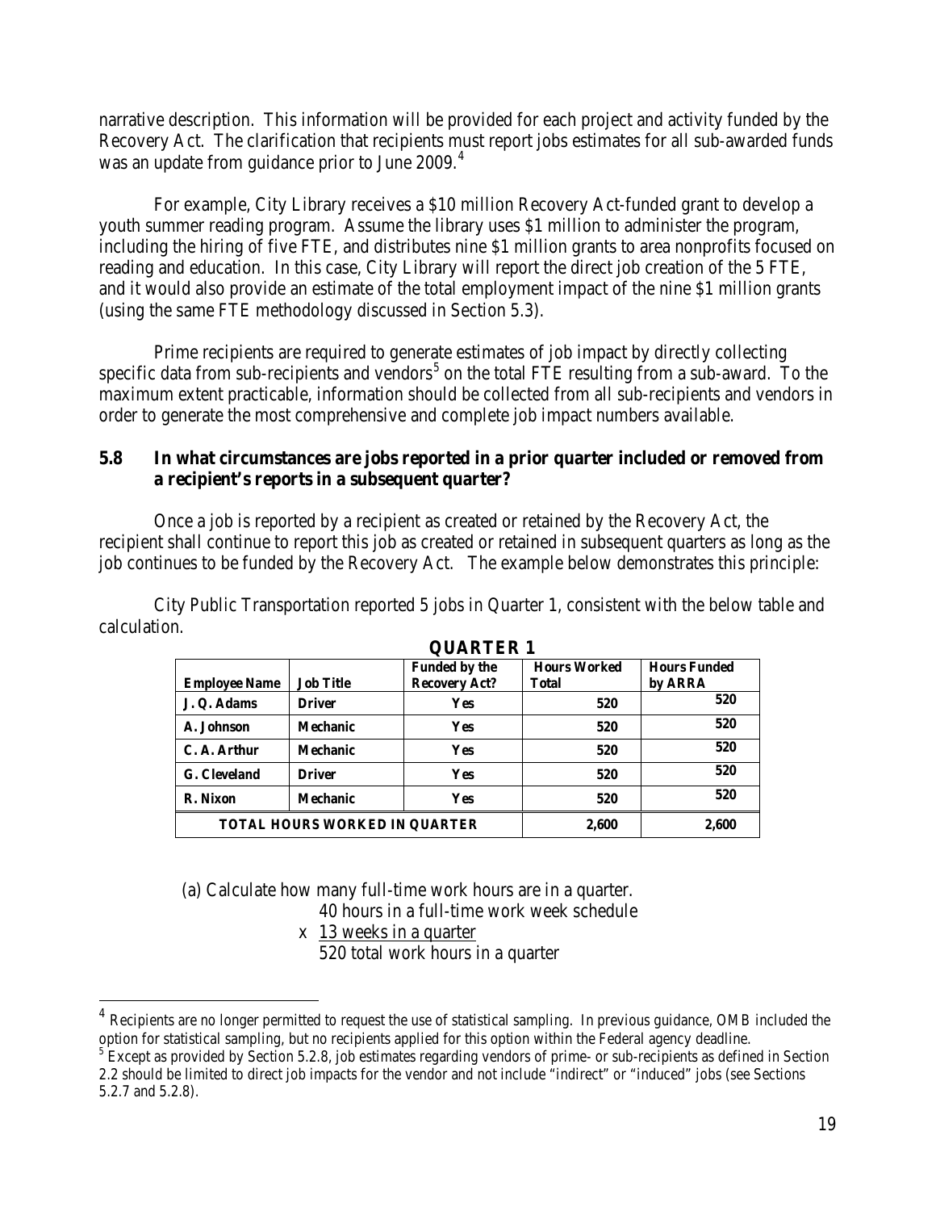narrative description. This information will be provided for each project and activity funded by the Recovery Act. The clarification that recipients must report jobs estimates for all sub-awarded funds was an update from guidance prior to June 2009.[4]

For example, City Library receives a $10 million Recovery Act-funded grant to develop a youth summer reading program. Assume the library uses $1 million to administer the program, including the hiring of five FTE, and distributes nine $1 million grants to area nonprofits focused on reading and education. In this case, City Library will report the direct job creation of the 5 FTE, and it would also provide an estimate of the total employment impact of the nine $1 million grants (using the same FTE methodology discussed in Section 5.3).

Prime recipients are required to generate estimates of job impact by directly collecting specific data from sub-recipients and vendors[5] on the total FTE resulting from a sub-award. To the maximum extent practicable, information should be collected from all sub-recipients and vendors in order to generate the most comprehensive and complete job impact numbers available.

### 5.8 In what circumstances are jobs reported in a prior quarter included or removed from a recipient's reports in a subsequent quarter?

Once a job is reported by a recipient as created or retained by the Recovery Act, the recipient shall continue to report this job as created or retained in subsequent quarters as long as the job continues to be funded by the Recovery Act. The example below demonstrates this principle:

City Public Transportation reported 5 jobs in Quarter 1, consistent with the below table and calculation.

**QUARTER 1**

| Employee Name | Job Title | Funded by the Recovery Act? | Hours Worked Total | Hours Funded by ARRA |
|---|---|---|---|---|
| J. Q. Adams | Driver | Yes | 520 | 520 |
| A. Johnson | Mechanic | Yes | 520 | 520 |
| C. A. Arthur | Mechanic | Yes | 520 | 520 |
| G. Cleveland | Driver | Yes | 520 | 520 |
| R. Nixon | Mechanic | Yes | 520 | 520 |
| TOTAL HOURS WORKED IN QUARTER | | | 2,600 | 2,600 |

(a) Calculate how many full-time work hours are in a quarter.

40 hours in a full-time work week schedule
x 13 weeks in a quarter
520 total work hours in a quarter

---

[4] Recipients are no longer permitted to request the use of statistical sampling. In previous guidance, OMB included the option for statistical sampling, but no recipients applied for this option within the Federal agency deadline.

[5] Except as provided by Section 5.2.8, job estimates regarding vendors of prime- or sub-recipients as defined in Section 2.2 should be limited to direct job impacts for the vendor and not include "indirect" or "induced" jobs (see Sections 5.2.7 and 5.2.8).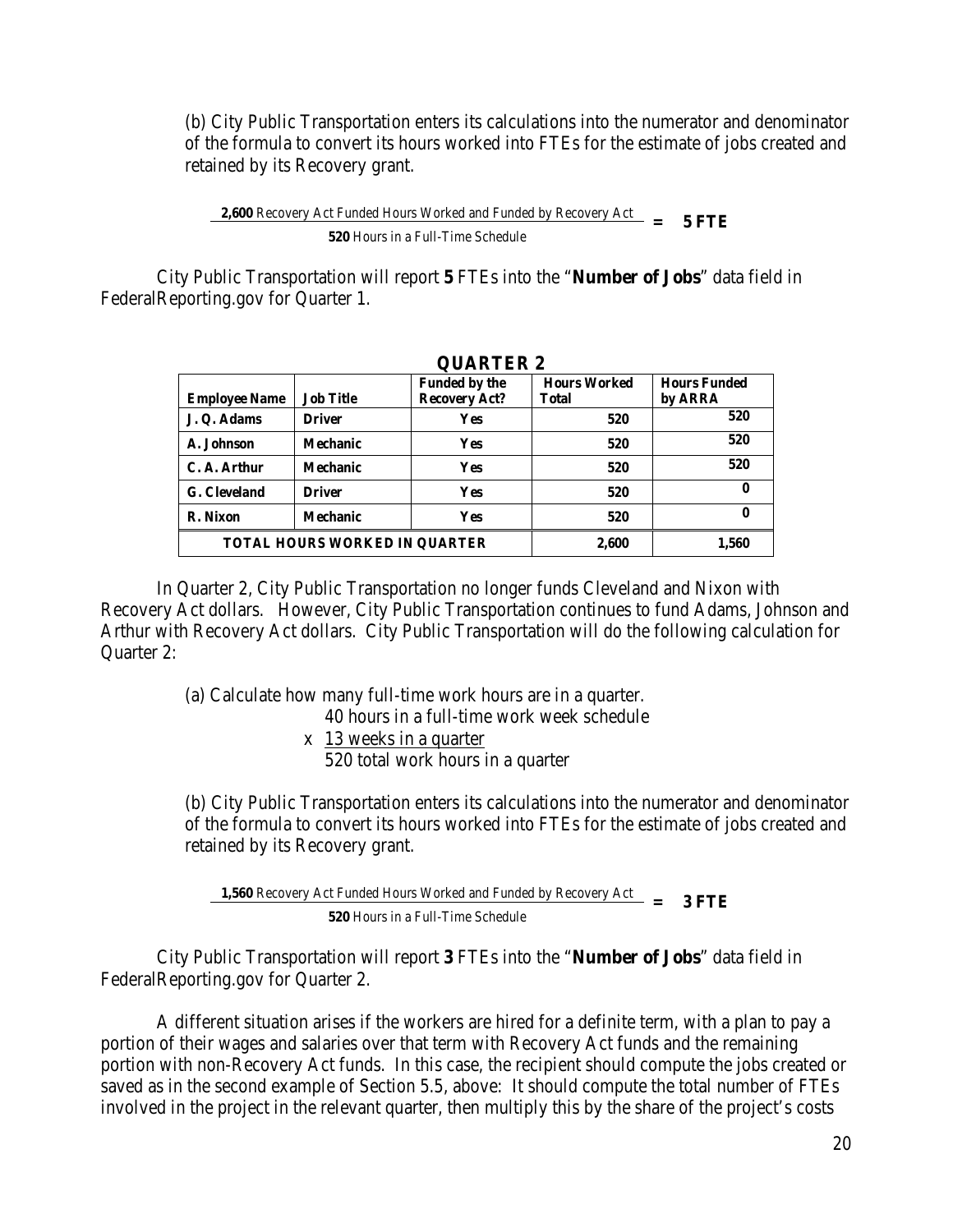(b) City Public Transportation enters its calculations into the numerator and denominator of the formula to convert its hours worked into FTEs for the estimate of jobs created and retained by its Recovery grant.

$$\frac{\textbf{2,600} \text{ Recovery Act Funded Hours Worked and Funded by Recovery Act}}{\textbf{520} \text{ Hours in a Full-Time Schedule}} = \textbf{5 FTE}$$

City Public Transportation will report **5** FTEs into the "**Number of Jobs**" data field in FederalReporting.gov for Quarter 1.

**QUARTER 2**

| Employee Name | Job Title | Funded by the Recovery Act? | Hours Worked Total | Hours Funded by ARRA |
|---|---|---|---|---|
| J. Q. Adams | Driver | Yes | 520 | 520 |
| A. Johnson | Mechanic | Yes | 520 | 520 |
| C. A. Arthur | Mechanic | Yes | 520 | 520 |
| G. Cleveland | Driver | Yes | 520 | 0 |
| R. Nixon | Mechanic | Yes | 520 | 0 |
| TOTAL HOURS WORKED IN QUARTER | | | 2,600 | 1,560 |

In Quarter 2, City Public Transportation no longer funds Cleveland and Nixon with Recovery Act dollars. However, City Public Transportation continues to fund Adams, Johnson and Arthur with Recovery Act dollars. City Public Transportation will do the following calculation for Quarter 2:

(a) Calculate how many full-time work hours are in a quarter.

40 hours in a full-time work week schedule
x 13 weeks in a quarter
520 total work hours in a quarter

(b) City Public Transportation enters its calculations into the numerator and denominator of the formula to convert its hours worked into FTEs for the estimate of jobs created and retained by its Recovery grant.

$$\frac{\textbf{1,560} \text{ Recovery Act Funded Hours Worked and Funded by Recovery Act}}{\textbf{520} \text{ Hours in a Full-Time Schedule}} = \textbf{3 FTE}$$

City Public Transportation will report **3** FTEs into the "**Number of Jobs**" data field in FederalReporting.gov for Quarter 2.

A different situation arises if the workers are hired for a definite term, with a plan to pay a portion of their wages and salaries over that term with Recovery Act funds and the remaining portion with non-Recovery Act funds. In this case, the recipient should compute the jobs created or saved as in the second example of Section 5.5, above: It should compute the total number of FTEs involved in the project in the relevant quarter, then multiply this by the share of the project's costs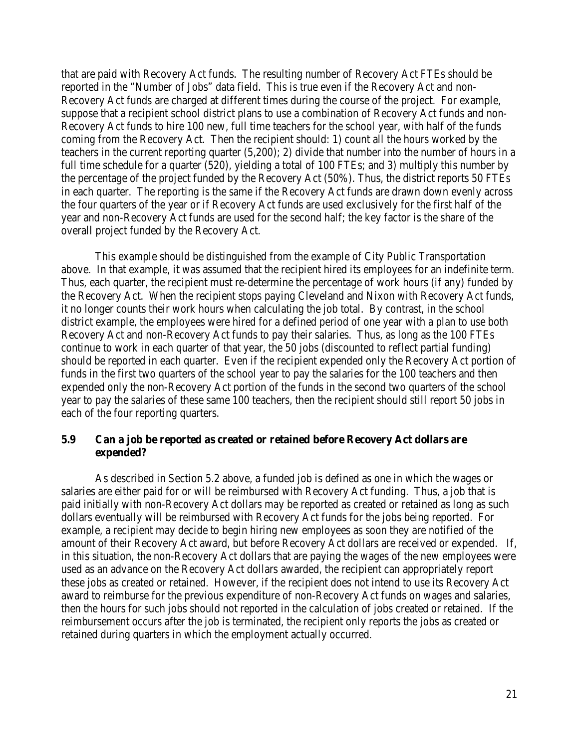that are paid with Recovery Act funds. The resulting number of Recovery Act FTEs should be reported in the "Number of Jobs" data field. This is true even if the Recovery Act and non-Recovery Act funds are charged at different times during the course of the project. For example, suppose that a recipient school district plans to use a combination of Recovery Act funds and non-Recovery Act funds to hire 100 new, full time teachers for the school year, with half of the funds coming from the Recovery Act. Then the recipient should: 1) count all the hours worked by the teachers in the current reporting quarter (5,200); 2) divide that number into the number of hours in a full time schedule for a quarter (520), yielding a total of 100 FTEs; and 3) multiply this number by the percentage of the project funded by the Recovery Act (50%). Thus, the district reports 50 FTEs in each quarter. The reporting is the same if the Recovery Act funds are drawn down evenly across the four quarters of the year or if Recovery Act funds are used exclusively for the first half of the year and non-Recovery Act funds are used for the second half; the key factor is the share of the overall project funded by the Recovery Act.

This example should be distinguished from the example of City Public Transportation above. In that example, it was assumed that the recipient hired its employees for an indefinite term. Thus, each quarter, the recipient must re-determine the percentage of work hours (if any) funded by the Recovery Act. When the recipient stops paying Cleveland and Nixon with Recovery Act funds, it no longer counts their work hours when calculating the job total. By contrast, in the school district example, the employees were hired for a defined period of one year with a plan to use both Recovery Act and non-Recovery Act funds to pay their salaries. Thus, as long as the 100 FTEs continue to work in each quarter of that year, the 50 jobs (discounted to reflect partial funding) should be reported in each quarter. Even if the recipient expended only the Recovery Act portion of funds in the first two quarters of the school year to pay the salaries for the 100 teachers and then expended only the non-Recovery Act portion of the funds in the second two quarters of the school year to pay the salaries of these same 100 teachers, then the recipient should still report 50 jobs in each of the four reporting quarters.

### 5.9 Can a job be reported as created or retained before Recovery Act dollars are expended?

As described in Section 5.2 above, a funded job is defined as one in which the wages or salaries are either paid for or will be reimbursed with Recovery Act funding. Thus, a job that is paid initially with non-Recovery Act dollars may be reported as created or retained as long as such dollars eventually will be reimbursed with Recovery Act funds for the jobs being reported. For example, a recipient may decide to begin hiring new employees as soon they are notified of the amount of their Recovery Act award, but before Recovery Act dollars are received or expended. If, in this situation, the non-Recovery Act dollars that are paying the wages of the new employees were used as an advance on the Recovery Act dollars awarded, the recipient can appropriately report these jobs as created or retained. However, if the recipient does not intend to use its Recovery Act award to reimburse for the previous expenditure of non-Recovery Act funds on wages and salaries, then the hours for such jobs should not reported in the calculation of jobs created or retained. If the reimbursement occurs after the job is terminated, the recipient only reports the jobs as created or retained during quarters in which the employment actually occurred.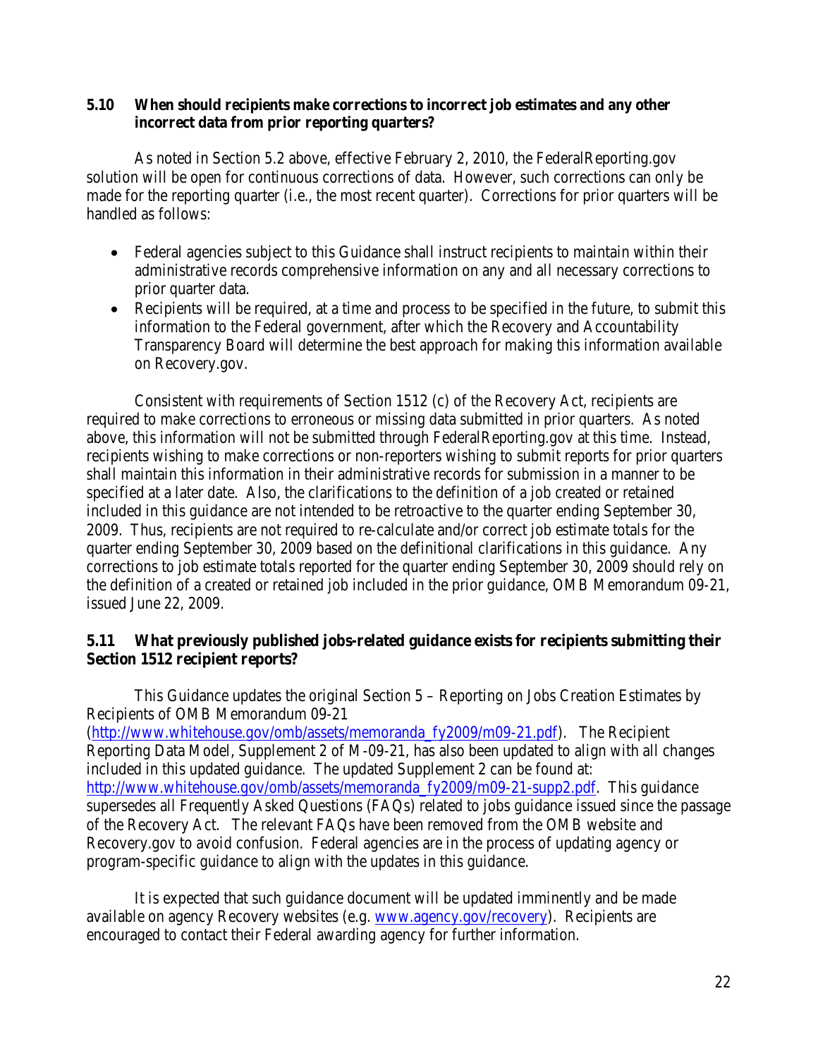### 5.10 When should recipients make corrections to incorrect job estimates and any other incorrect data from prior reporting quarters?

As noted in Section 5.2 above, effective February 2, 2010, the FederalReporting.gov solution will be open for continuous corrections of data. However, such corrections can only be made for the reporting quarter (i.e., the most recent quarter). Corrections for prior quarters will be handled as follows:

- Federal agencies subject to this Guidance shall instruct recipients to maintain within their administrative records comprehensive information on any and all necessary corrections to prior quarter data.
- Recipients will be required, at a time and process to be specified in the future, to submit this information to the Federal government, after which the Recovery and Accountability Transparency Board will determine the best approach for making this information available on Recovery.gov.

Consistent with requirements of Section 1512 (c) of the Recovery Act, recipients are required to make corrections to erroneous or missing data submitted in prior quarters. As noted above, this information will not be submitted through FederalReporting.gov at this time. Instead, recipients wishing to make corrections or non-reporters wishing to submit reports for prior quarters shall maintain this information in their administrative records for submission in a manner to be specified at a later date. Also, the clarifications to the definition of a job created or retained included in this guidance are not intended to be retroactive to the quarter ending September 30, 2009. Thus, recipients are not required to re-calculate and/or correct job estimate totals for the quarter ending September 30, 2009 based on the definitional clarifications in this guidance. Any corrections to job estimate totals reported for the quarter ending September 30, 2009 should rely on the definition of a created or retained job included in the prior guidance, OMB Memorandum 09-21, issued June 22, 2009.

### 5.11 What previously published jobs-related guidance exists for recipients submitting their Section 1512 recipient reports?

This Guidance updates the original Section 5 – Reporting on Jobs Creation Estimates by Recipients of OMB Memorandum 09-21 (http://www.whitehouse.gov/omb/assets/memoranda_fy2009/m09-21.pdf). The Recipient Reporting Data Model, Supplement 2 of M-09-21, has also been updated to align with all changes included in this updated guidance. The updated Supplement 2 can be found at: http://www.whitehouse.gov/omb/assets/memoranda_fy2009/m09-21-supp2.pdf. This guidance supersedes all Frequently Asked Questions (FAQs) related to jobs guidance issued since the passage of the Recovery Act. The relevant FAQs have been removed from the OMB website and Recovery.gov to avoid confusion. Federal agencies are in the process of updating agency or program-specific guidance to align with the updates in this guidance.

It is expected that such guidance document will be updated imminently and be made available on agency Recovery websites (e.g. www.agency.gov/recovery). Recipients are encouraged to contact their Federal awarding agency for further information.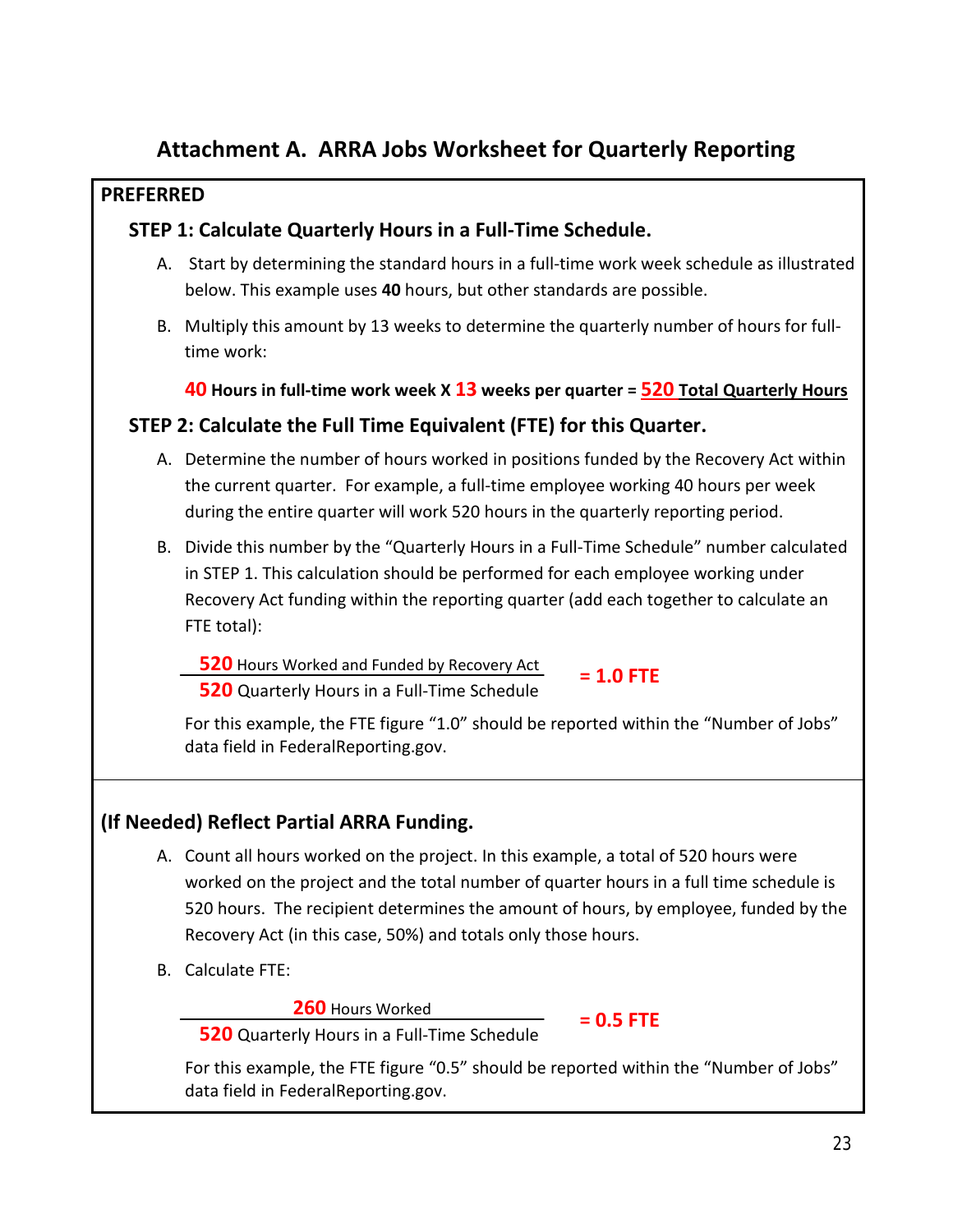## Attachment A. ARRA Jobs Worksheet for Quarterly Reporting

**PREFERRED**

### STEP 1: Calculate Quarterly Hours in a Full-Time Schedule.

A. Start by determining the standard hours in a full-time work week schedule as illustrated below. This example uses **40** hours, but other standards are possible.

B. Multiply this amount by 13 weeks to determine the quarterly number of hours for full-time work:

**40 Hours in full-time work week X 13 weeks per quarter = 520 Total Quarterly Hours**

### STEP 2: Calculate the Full Time Equivalent (FTE) for this Quarter.

A. Determine the number of hours worked in positions funded by the Recovery Act within the current quarter. For example, a full-time employee working 40 hours per week during the entire quarter will work 520 hours in the quarterly reporting period.

B. Divide this number by the "Quarterly Hours in a Full-Time Schedule" number calculated in STEP 1. This calculation should be performed for each employee working under Recovery Act funding within the reporting quarter (add each together to calculate an FTE total):

$$\frac{\textbf{520} \text{ Hours Worked and Funded by Recovery Act}}{\textbf{520} \text{ Quarterly Hours in a Full-Time Schedule}} = \textbf{1.0 FTE}$$

For this example, the FTE figure "1.0" should be reported within the "Number of Jobs" data field in FederalReporting.gov.

### (If Needed) Reflect Partial ARRA Funding.

A. Count all hours worked on the project. In this example, a total of 520 hours were worked on the project and the total number of quarter hours in a full time schedule is 520 hours. The recipient determines the amount of hours, by employee, funded by the Recovery Act (in this case, 50%) and totals only those hours.

B. Calculate FTE:

$$\frac{\textbf{260} \text{ Hours Worked}}{\textbf{520} \text{ Quarterly Hours in a Full-Time Schedule}} = \textbf{0.5 FTE}$$

For this example, the FTE figure "0.5" should be reported within the "Number of Jobs" data field in FederalReporting.gov.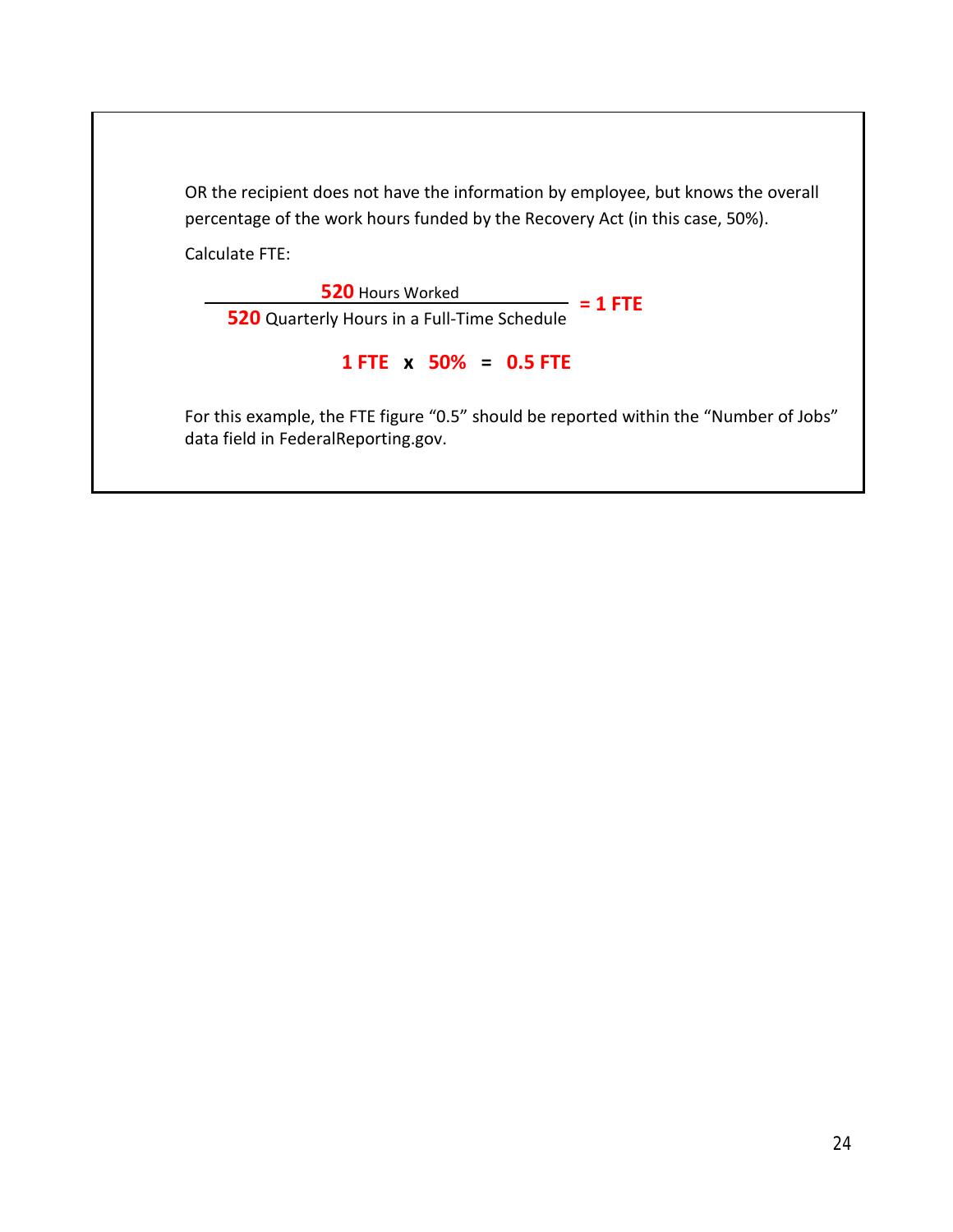OR the recipient does not have the information by employee, but knows the overall percentage of the work hours funded by the Recovery Act (in this case, 50%).

Calculate FTE:

$$\frac{\textbf{520} \text{ Hours Worked}}{\textbf{520} \text{ Quarterly Hours in a Full-Time Schedule}} = \textbf{1 FTE}$$

$$\textbf{1 FTE} \times \textbf{50\%} = \textbf{0.5 FTE}$$

For this example, the FTE figure “0.5” should be reported within the “Number of Jobs” data field in FederalReporting.gov.